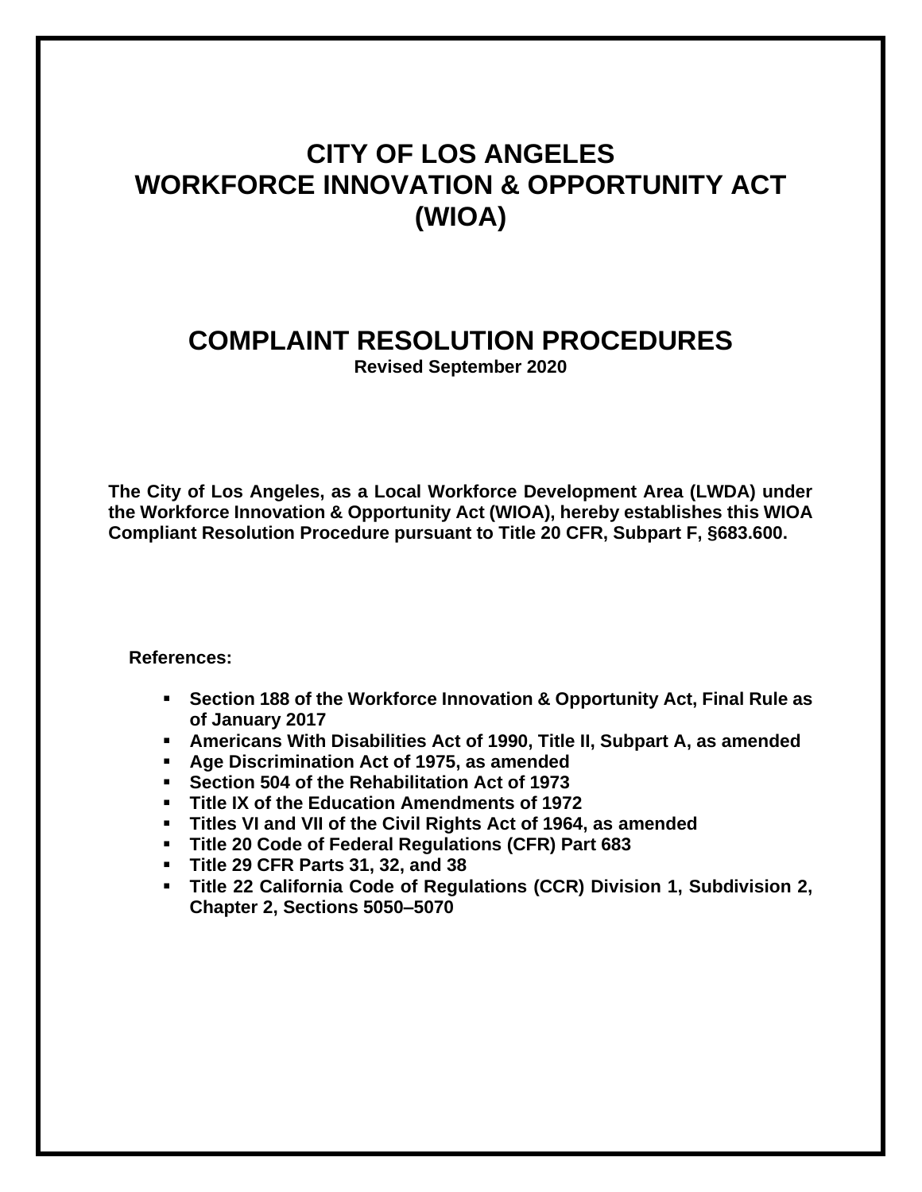# CITY OF LOS ANGELES
# WORKFORCE INNOVATION & OPPORTUNITY ACT (WIOA)

## COMPLAINT RESOLUTION PROCEDURES

**Revised September 2020**

**The City of Los Angeles, as a Local Workforce Development Area (LWDA) under the Workforce Innovation & Opportunity Act (WIOA), hereby establishes this WIOA Compliant Resolution Procedure pursuant to Title 20 CFR, Subpart F, §683.600.**

**References:**

- **Section 188 of the Workforce Innovation & Opportunity Act, Final Rule as of January 2017**
- **Americans With Disabilities Act of 1990, Title II, Subpart A, as amended**
- **Age Discrimination Act of 1975, as amended**
- **Section 504 of the Rehabilitation Act of 1973**
- **Title IX of the Education Amendments of 1972**
- **Titles VI and VII of the Civil Rights Act of 1964, as amended**
- **Title 20 Code of Federal Regulations (CFR) Part 683**
- **Title 29 CFR Parts 31, 32, and 38**
- **Title 22 California Code of Regulations (CCR) Division 1, Subdivision 2, Chapter 2, Sections 5050–5070**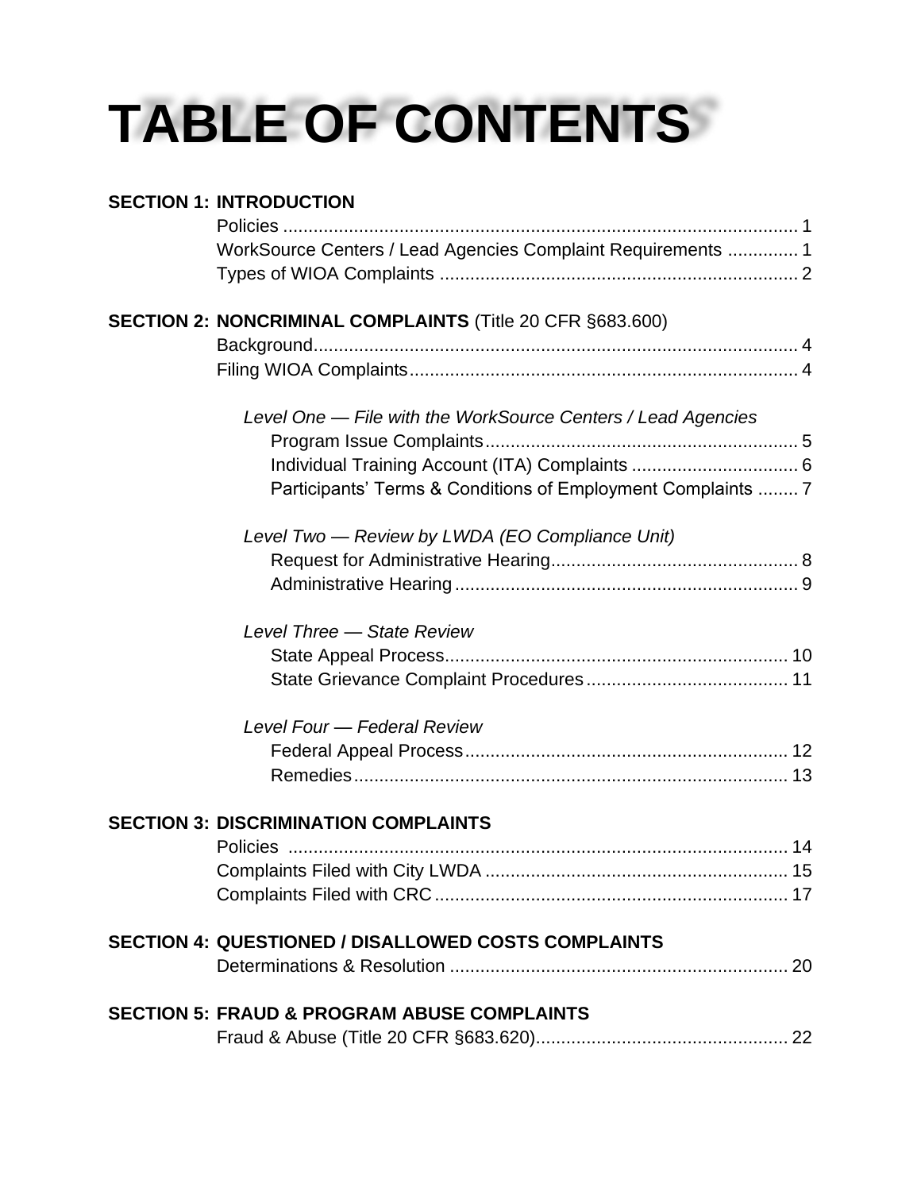# TABLE OF CONTENTS

**SECTION 1: INTRODUCTION**

- Policies ..... 1
- WorkSource Centers / Lead Agencies Complaint Requirements ..... 1
- Types of WIOA Complaints ..... 2

**SECTION 2: NONCRIMINAL COMPLAINTS** (Title 20 CFR §683.600)

- Background ..... 4
- Filing WIOA Complaints ..... 4

*Level One — File with the WorkSource Centers / Lead Agencies*

- Program Issue Complaints ..... 5
- Individual Training Account (ITA) Complaints ..... 6
- Participants' Terms & Conditions of Employment Complaints ..... 7

*Level Two — Review by LWDA (EO Compliance Unit)*

- Request for Administrative Hearing ..... 8
- Administrative Hearing ..... 9

*Level Three — State Review*

- State Appeal Process ..... 10
- State Grievance Complaint Procedures ..... 11

*Level Four — Federal Review*

- Federal Appeal Process ..... 12
- Remedies ..... 13

**SECTION 3: DISCRIMINATION COMPLAINTS**

- Policies ..... 14
- Complaints Filed with City LWDA ..... 15
- Complaints Filed with CRC ..... 17

**SECTION 4: QUESTIONED / DISALLOWED COSTS COMPLAINTS**

- Determinations & Resolution ..... 20

**SECTION 5: FRAUD & PROGRAM ABUSE COMPLAINTS**

- Fraud & Abuse (Title 20 CFR §683.620) ..... 22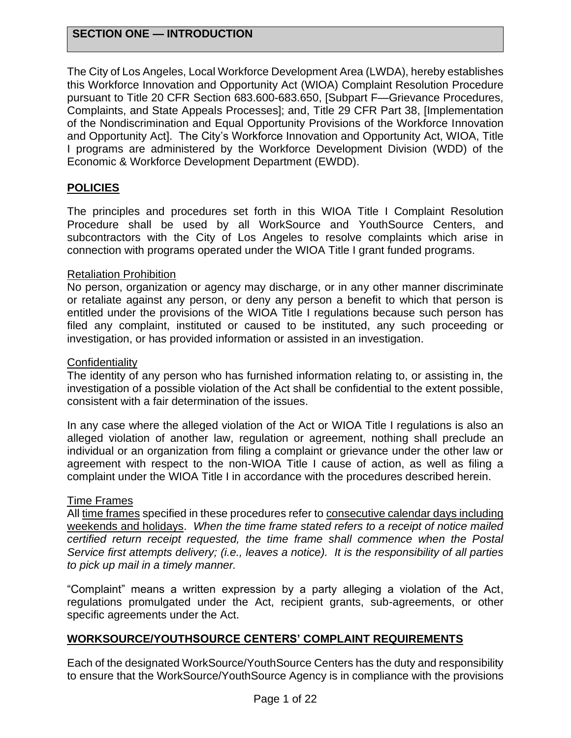## SECTION ONE — INTRODUCTION

The City of Los Angeles, Local Workforce Development Area (LWDA), hereby establishes this Workforce Innovation and Opportunity Act (WIOA) Complaint Resolution Procedure pursuant to Title 20 CFR Section 683.600-683.650, [Subpart F—Grievance Procedures, Complaints, and State Appeals Processes]; and, Title 29 CFR Part 38, [Implementation of the Nondiscrimination and Equal Opportunity Provisions of the Workforce Innovation and Opportunity Act]. The City's Workforce Innovation and Opportunity Act, WIOA, Title I programs are administered by the Workforce Development Division (WDD) of the Economic & Workforce Development Department (EWDD).

### POLICIES

The principles and procedures set forth in this WIOA Title I Complaint Resolution Procedure shall be used by all WorkSource and YouthSource Centers, and subcontractors with the City of Los Angeles to resolve complaints which arise in connection with programs operated under the WIOA Title I grant funded programs.

#### Retaliation Prohibition

No person, organization or agency may discharge, or in any other manner discriminate or retaliate against any person, or deny any person a benefit to which that person is entitled under the provisions of the WIOA Title I regulations because such person has filed any complaint, instituted or caused to be instituted, any such proceeding or investigation, or has provided information or assisted in an investigation.

#### Confidentiality

The identity of any person who has furnished information relating to, or assisting in, the investigation of a possible violation of the Act shall be confidential to the extent possible, consistent with a fair determination of the issues.

In any case where the alleged violation of the Act or WIOA Title I regulations is also an alleged violation of another law, regulation or agreement, nothing shall preclude an individual or an organization from filing a complaint or grievance under the other law or agreement with respect to the non-WIOA Title I cause of action, as well as filing a complaint under the WIOA Title I in accordance with the procedures described herein.

#### Time Frames

All time frames specified in these procedures refer to consecutive calendar days including weekends and holidays. *When the time frame stated refers to a receipt of notice mailed certified return receipt requested, the time frame shall commence when the Postal Service first attempts delivery; (i.e., leaves a notice). It is the responsibility of all parties to pick up mail in a timely manner.*

"Complaint" means a written expression by a party alleging a violation of the Act, regulations promulgated under the Act, recipient grants, sub-agreements, or other specific agreements under the Act.

### WORKSOURCE/YOUTHSOURCE CENTERS' COMPLAINT REQUIREMENTS

Each of the designated WorkSource/YouthSource Centers has the duty and responsibility to ensure that the WorkSource/YouthSource Agency is in compliance with the provisions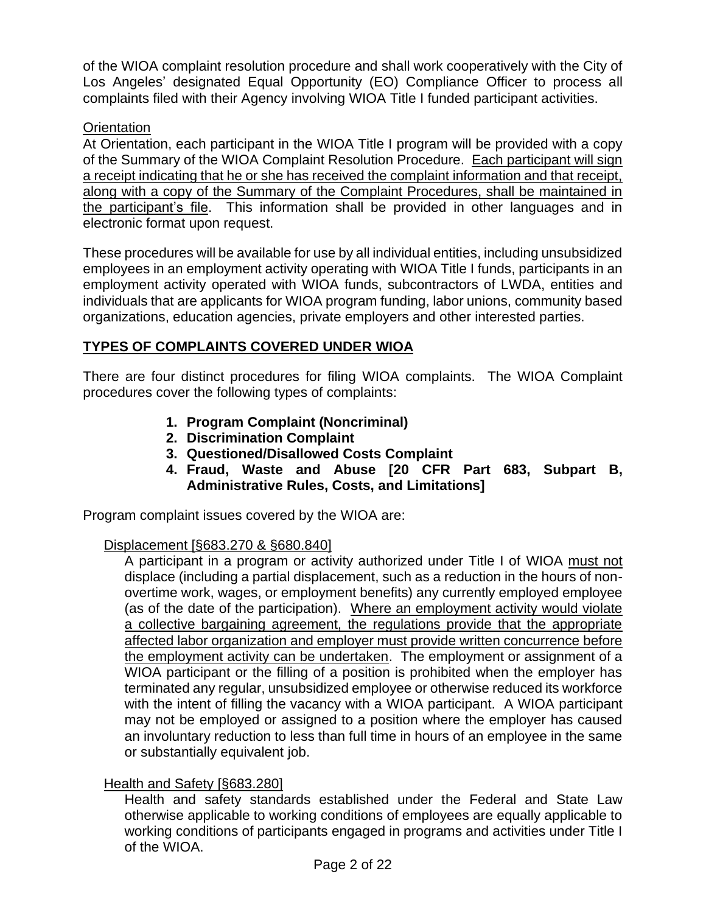of the WIOA complaint resolution procedure and shall work cooperatively with the City of Los Angeles' designated Equal Opportunity (EO) Compliance Officer to process all complaints filed with their Agency involving WIOA Title I funded participant activities.

Orientation

At Orientation, each participant in the WIOA Title I program will be provided with a copy of the Summary of the WIOA Complaint Resolution Procedure. Each participant will sign a receipt indicating that he or she has received the complaint information and that receipt, along with a copy of the Summary of the Complaint Procedures, shall be maintained in the participant's file. This information shall be provided in other languages and in electronic format upon request.

These procedures will be available for use by all individual entities, including unsubsidized employees in an employment activity operating with WIOA Title I funds, participants in an employment activity operated with WIOA funds, subcontractors of LWDA, entities and individuals that are applicants for WIOA program funding, labor unions, community based organizations, education agencies, private employers and other interested parties.

## TYPES OF COMPLAINTS COVERED UNDER WIOA

There are four distinct procedures for filing WIOA complaints. The WIOA Complaint procedures cover the following types of complaints:

1. **Program Complaint (Noncriminal)**
2. **Discrimination Complaint**
3. **Questioned/Disallowed Costs Complaint**
4. **Fraud, Waste and Abuse [20 CFR Part 683, Subpart B, Administrative Rules, Costs, and Limitations]**

Program complaint issues covered by the WIOA are:

Displacement [§683.270 & §680.840]

A participant in a program or activity authorized under Title I of WIOA must not displace (including a partial displacement, such as a reduction in the hours of non-overtime work, wages, or employment benefits) any currently employed employee (as of the date of the participation). Where an employment activity would violate a collective bargaining agreement, the regulations provide that the appropriate affected labor organization and employer must provide written concurrence before the employment activity can be undertaken. The employment or assignment of a WIOA participant or the filling of a position is prohibited when the employer has terminated any regular, unsubsidized employee or otherwise reduced its workforce with the intent of filling the vacancy with a WIOA participant. A WIOA participant may not be employed or assigned to a position where the employer has caused an involuntary reduction to less than full time in hours of an employee in the same or substantially equivalent job.

Health and Safety [§683.280]

Health and safety standards established under the Federal and State Law otherwise applicable to working conditions of employees are equally applicable to working conditions of participants engaged in programs and activities under Title I of the WIOA.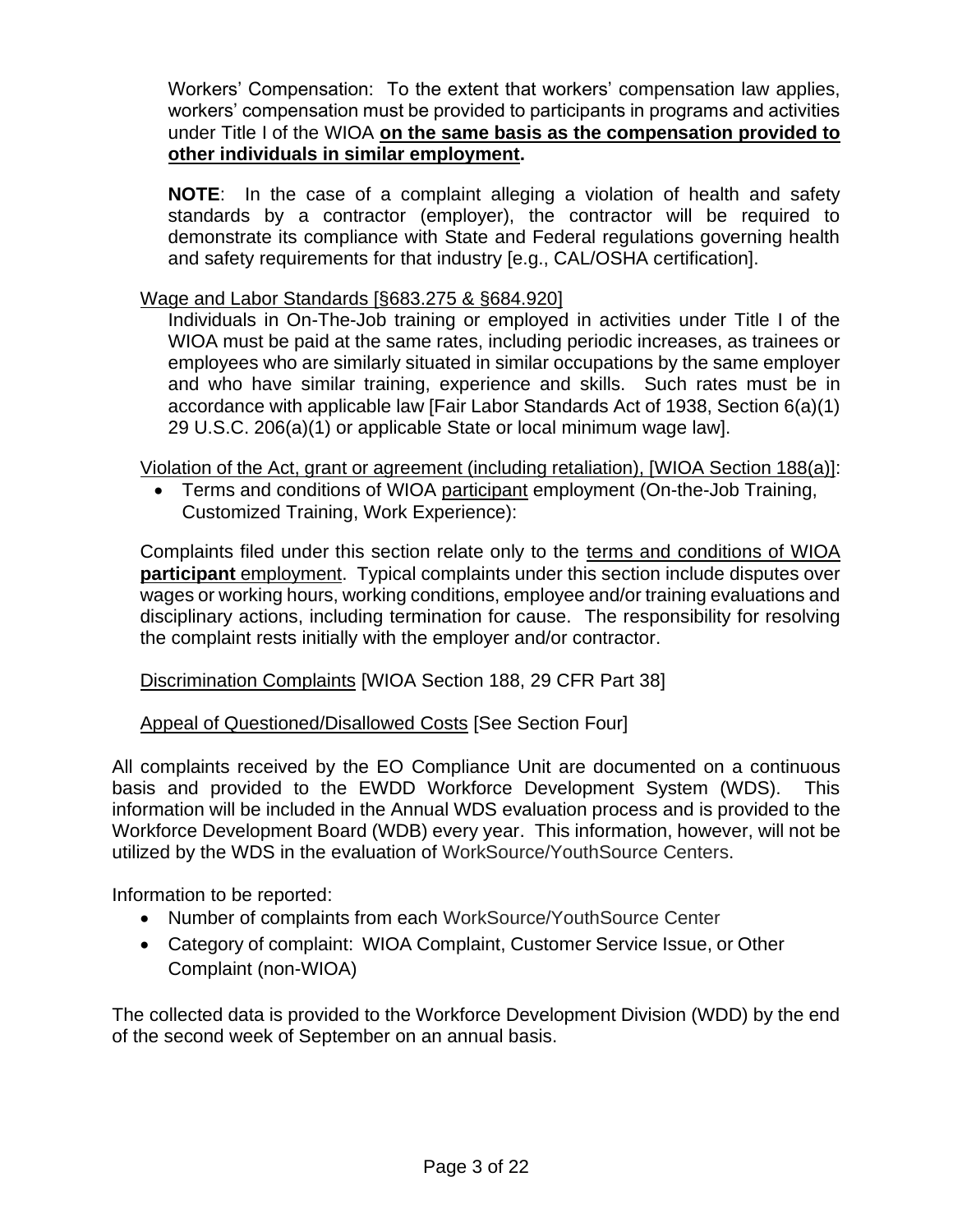Workers' Compensation: To the extent that workers' compensation law applies, workers' compensation must be provided to participants in programs and activities under Title I of the WIOA **on the same basis as the compensation provided to other individuals in similar employment.**

**NOTE**: In the case of a complaint alleging a violation of health and safety standards by a contractor (employer), the contractor will be required to demonstrate its compliance with State and Federal regulations governing health and safety requirements for that industry [e.g., CAL/OSHA certification].

Wage and Labor Standards [§683.275 & §684.920]

Individuals in On-The-Job training or employed in activities under Title I of the WIOA must be paid at the same rates, including periodic increases, as trainees or employees who are similarly situated in similar occupations by the same employer and who have similar training, experience and skills. Such rates must be in accordance with applicable law [Fair Labor Standards Act of 1938, Section 6(a)(1) 29 U.S.C. 206(a)(1) or applicable State or local minimum wage law].

Violation of the Act, grant or agreement (including retaliation), [WIOA Section 188(a)]:

- Terms and conditions of WIOA participant employment (On-the-Job Training, Customized Training, Work Experience):

Complaints filed under this section relate only to the terms and conditions of WIOA **participant** employment. Typical complaints under this section include disputes over wages or working hours, working conditions, employee and/or training evaluations and disciplinary actions, including termination for cause. The responsibility for resolving the complaint rests initially with the employer and/or contractor.

Discrimination Complaints [WIOA Section 188, 29 CFR Part 38]

Appeal of Questioned/Disallowed Costs [See Section Four]

All complaints received by the EO Compliance Unit are documented on a continuous basis and provided to the EWDD Workforce Development System (WDS). This information will be included in the Annual WDS evaluation process and is provided to the Workforce Development Board (WDB) every year. This information, however, will not be utilized by the WDS in the evaluation of WorkSource/YouthSource Centers.

Information to be reported:

- Number of complaints from each WorkSource/YouthSource Center
- Category of complaint: WIOA Complaint, Customer Service Issue, or Other Complaint (non-WIOA)

The collected data is provided to the Workforce Development Division (WDD) by the end of the second week of September on an annual basis.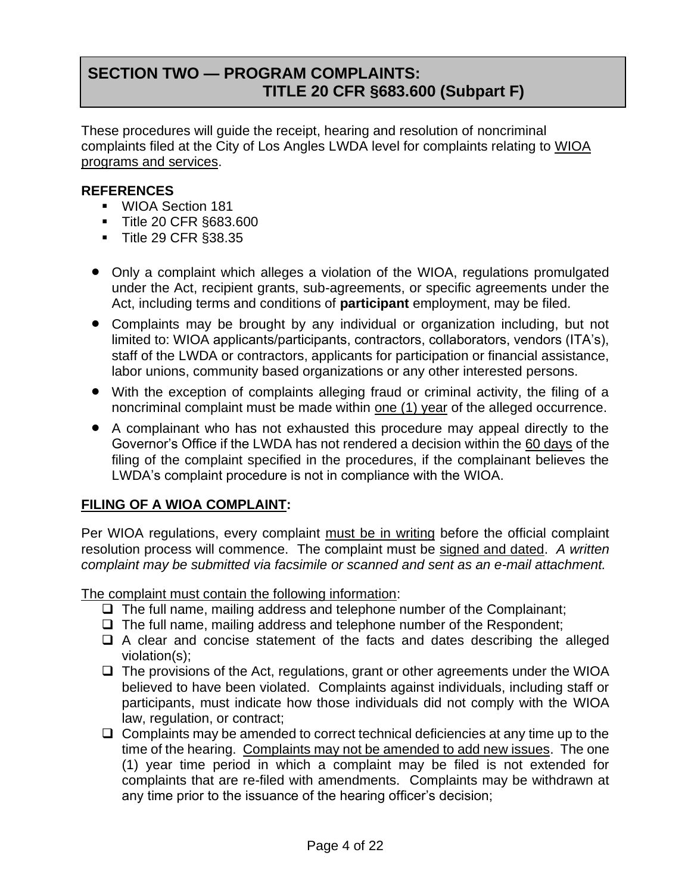## SECTION TWO — PROGRAM COMPLAINTS: TITLE 20 CFR §683.600 (Subpart F)

These procedures will guide the receipt, hearing and resolution of noncriminal complaints filed at the City of Los Angles LWDA level for complaints relating to <u>WIOA programs and services</u>.

**REFERENCES**

- WIOA Section 181
- Title 20 CFR §683.600
- Title 29 CFR §38.35

- Only a complaint which alleges a violation of the WIOA, regulations promulgated under the Act, recipient grants, sub-agreements, or specific agreements under the Act, including terms and conditions of **participant** employment, may be filed.
- Complaints may be brought by any individual or organization including, but not limited to: WIOA applicants/participants, contractors, collaborators, vendors (ITA's), staff of the LWDA or contractors, applicants for participation or financial assistance, labor unions, community based organizations or any other interested persons.
- With the exception of complaints alleging fraud or criminal activity, the filing of a noncriminal complaint must be made within <u>one (1) year</u> of the alleged occurrence.
- A complainant who has not exhausted this procedure may appeal directly to the Governor's Office if the LWDA has not rendered a decision within the <u>60 days</u> of the filing of the complaint specified in the procedures, if the complainant believes the LWDA's complaint procedure is not in compliance with the WIOA.

**<u>FILING OF A WIOA COMPLAINT</u>:**

Per WIOA regulations, every complaint <u>must be in writing</u> before the official complaint resolution process will commence. The complaint must be <u>signed and dated</u>. *A written complaint may be submitted via facsimile or scanned and sent as an e-mail attachment.*

<u>The complaint must contain the following information</u>:

- [ ] The full name, mailing address and telephone number of the Complainant;
- [ ] The full name, mailing address and telephone number of the Respondent;
- [ ] A clear and concise statement of the facts and dates describing the alleged violation(s);
- [ ] The provisions of the Act, regulations, grant or other agreements under the WIOA believed to have been violated. Complaints against individuals, including staff or participants, must indicate how those individuals did not comply with the WIOA law, regulation, or contract;
- [ ] Complaints may be amended to correct technical deficiencies at any time up to the time of the hearing. <u>Complaints may not be amended to add new issues</u>. The one (1) year time period in which a complaint may be filed is not extended for complaints that are re-filed with amendments. Complaints may be withdrawn at any time prior to the issuance of the hearing officer's decision;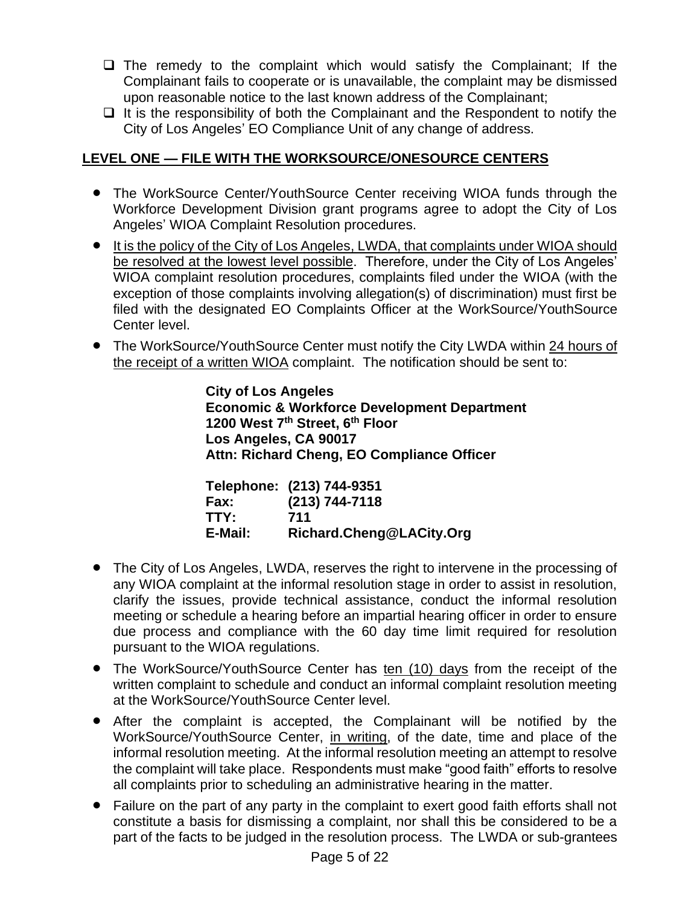- ❑ The remedy to the complaint which would satisfy the Complainant; If the Complainant fails to cooperate or is unavailable, the complaint may be dismissed upon reasonable notice to the last known address of the Complainant;
- ❑ It is the responsibility of both the Complainant and the Respondent to notify the City of Los Angeles' EO Compliance Unit of any change of address.

## LEVEL ONE — FILE WITH THE WORKSOURCE/ONESOURCE CENTERS

- The WorkSource Center/YouthSource Center receiving WIOA funds through the Workforce Development Division grant programs agree to adopt the City of Los Angeles' WIOA Complaint Resolution procedures.
- <u>It is the policy of the City of Los Angeles, LWDA, that complaints under WIOA should be resolved at the lowest level possible</u>. Therefore, under the City of Los Angeles' WIOA complaint resolution procedures, complaints filed under the WIOA (with the exception of those complaints involving allegation(s) of discrimination) must first be filed with the designated EO Complaints Officer at the WorkSource/YouthSource Center level.
- The WorkSource/YouthSource Center must notify the City LWDA within <u>24 hours of the receipt of a written WIOA</u> complaint. The notification should be sent to:

  **City of Los Angeles**
  **Economic & Workforce Development Department**
  **1200 West 7th Street, 6th Floor**
  **Los Angeles, CA 90017**
  **Attn: Richard Cheng, EO Compliance Officer**

  **Telephone: (213) 744-9351**
  **Fax: (213) 744-7118**
  **TTY: 711**
  **E-Mail: Richard.Cheng@LACity.Org**

- The City of Los Angeles, LWDA, reserves the right to intervene in the processing of any WIOA complaint at the informal resolution stage in order to assist in resolution, clarify the issues, provide technical assistance, conduct the informal resolution meeting or schedule a hearing before an impartial hearing officer in order to ensure due process and compliance with the 60 day time limit required for resolution pursuant to the WIOA regulations.
- The WorkSource/YouthSource Center has <u>ten (10) days</u> from the receipt of the written complaint to schedule and conduct an informal complaint resolution meeting at the WorkSource/YouthSource Center level.
- After the complaint is accepted, the Complainant will be notified by the WorkSource/YouthSource Center, <u>in writing</u>, of the date, time and place of the informal resolution meeting. At the informal resolution meeting an attempt to resolve the complaint will take place. Respondents must make "good faith" efforts to resolve all complaints prior to scheduling an administrative hearing in the matter.
- Failure on the part of any party in the complaint to exert good faith efforts shall not constitute a basis for dismissing a complaint, nor shall this be considered to be a part of the facts to be judged in the resolution process. The LWDA or sub-grantees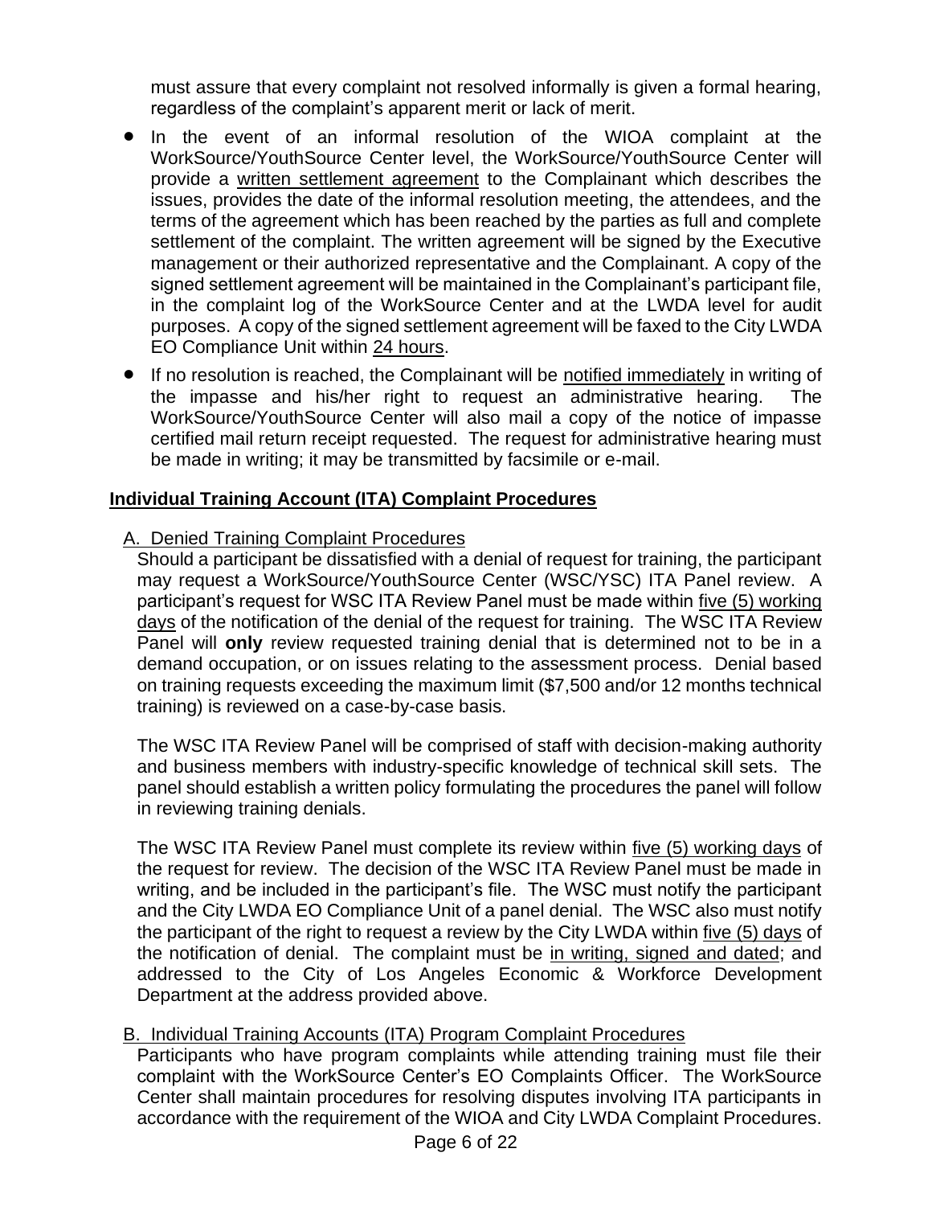must assure that every complaint not resolved informally is given a formal hearing, regardless of the complaint's apparent merit or lack of merit.

- In the event of an informal resolution of the WIOA complaint at the WorkSource/YouthSource Center level, the WorkSource/YouthSource Center will provide a written settlement agreement to the Complainant which describes the issues, provides the date of the informal resolution meeting, the attendees, and the terms of the agreement which has been reached by the parties as full and complete settlement of the complaint. The written agreement will be signed by the Executive management or their authorized representative and the Complainant. A copy of the signed settlement agreement will be maintained in the Complainant's participant file, in the complaint log of the WorkSource Center and at the LWDA level for audit purposes. A copy of the signed settlement agreement will be faxed to the City LWDA EO Compliance Unit within 24 hours.
- If no resolution is reached, the Complainant will be notified immediately in writing of the impasse and his/her right to request an administrative hearing. The WorkSource/YouthSource Center will also mail a copy of the notice of impasse certified mail return receipt requested. The request for administrative hearing must be made in writing; it may be transmitted by facsimile or e-mail.

## Individual Training Account (ITA) Complaint Procedures

### A. Denied Training Complaint Procedures

Should a participant be dissatisfied with a denial of request for training, the participant may request a WorkSource/YouthSource Center (WSC/YSC) ITA Panel review. A participant's request for WSC ITA Review Panel must be made within five (5) working days of the notification of the denial of the request for training. The WSC ITA Review Panel will **only** review requested training denial that is determined not to be in a demand occupation, or on issues relating to the assessment process. Denial based on training requests exceeding the maximum limit ($7,500 and/or 12 months technical training) is reviewed on a case-by-case basis.

The WSC ITA Review Panel will be comprised of staff with decision-making authority and business members with industry-specific knowledge of technical skill sets. The panel should establish a written policy formulating the procedures the panel will follow in reviewing training denials.

The WSC ITA Review Panel must complete its review within five (5) working days of the request for review. The decision of the WSC ITA Review Panel must be made in writing, and be included in the participant's file. The WSC must notify the participant and the City LWDA EO Compliance Unit of a panel denial. The WSC also must notify the participant of the right to request a review by the City LWDA within five (5) days of the notification of denial. The complaint must be in writing, signed and dated; and addressed to the City of Los Angeles Economic & Workforce Development Department at the address provided above.

### B. Individual Training Accounts (ITA) Program Complaint Procedures

Participants who have program complaints while attending training must file their complaint with the WorkSource Center's EO Complaints Officer. The WorkSource Center shall maintain procedures for resolving disputes involving ITA participants in accordance with the requirement of the WIOA and City LWDA Complaint Procedures.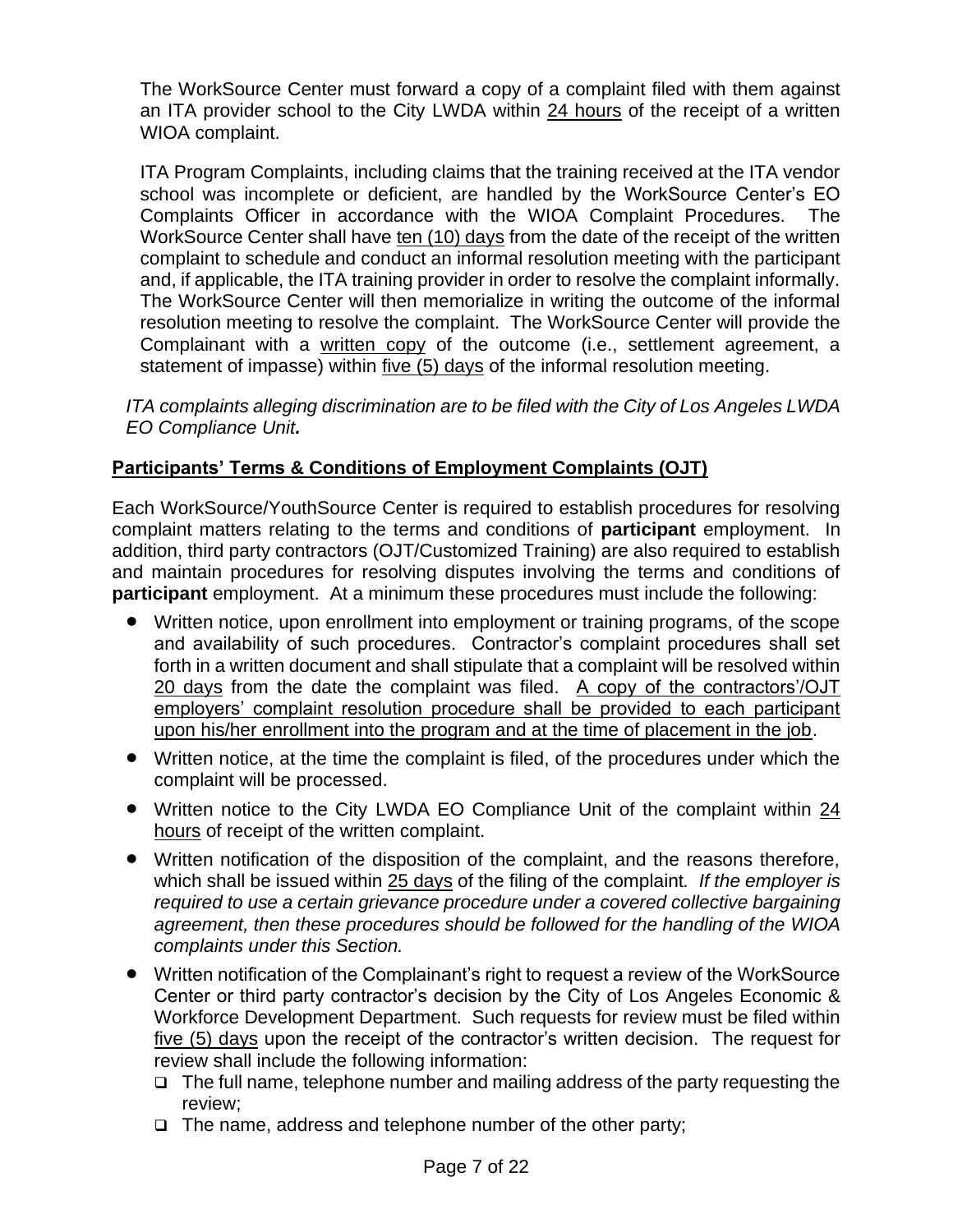The WorkSource Center must forward a copy of a complaint filed with them against an ITA provider school to the City LWDA within 24 hours of the receipt of a written WIOA complaint.

ITA Program Complaints, including claims that the training received at the ITA vendor school was incomplete or deficient, are handled by the WorkSource Center's EO Complaints Officer in accordance with the WIOA Complaint Procedures. The WorkSource Center shall have ten (10) days from the date of the receipt of the written complaint to schedule and conduct an informal resolution meeting with the participant and, if applicable, the ITA training provider in order to resolve the complaint informally. The WorkSource Center will then memorialize in writing the outcome of the informal resolution meeting to resolve the complaint. The WorkSource Center will provide the Complainant with a written copy of the outcome (i.e., settlement agreement, a statement of impasse) within five (5) days of the informal resolution meeting.

*ITA complaints alleging discrimination are to be filed with the City of Los Angeles LWDA EO Compliance Unit.*

**Participants' Terms & Conditions of Employment Complaints (OJT)**

Each WorkSource/YouthSource Center is required to establish procedures for resolving complaint matters relating to the terms and conditions of **participant** employment. In addition, third party contractors (OJT/Customized Training) are also required to establish and maintain procedures for resolving disputes involving the terms and conditions of **participant** employment. At a minimum these procedures must include the following:

- Written notice, upon enrollment into employment or training programs, of the scope and availability of such procedures. Contractor's complaint procedures shall set forth in a written document and shall stipulate that a complaint will be resolved within 20 days from the date the complaint was filed. A copy of the contractors'/OJT employers' complaint resolution procedure shall be provided to each participant upon his/her enrollment into the program and at the time of placement in the job.
- Written notice, at the time the complaint is filed, of the procedures under which the complaint will be processed.
- Written notice to the City LWDA EO Compliance Unit of the complaint within 24 hours of receipt of the written complaint.
- Written notification of the disposition of the complaint, and the reasons therefore, which shall be issued within 25 days of the filing of the complaint. *If the employer is required to use a certain grievance procedure under a covered collective bargaining agreement, then these procedures should be followed for the handling of the WIOA complaints under this Section.*
- Written notification of the Complainant's right to request a review of the WorkSource Center or third party contractor's decision by the City of Los Angeles Economic & Workforce Development Department. Such requests for review must be filed within five (5) days upon the receipt of the contractor's written decision. The request for review shall include the following information:
  - ❑ The full name, telephone number and mailing address of the party requesting the review;
  - ❑ The name, address and telephone number of the other party;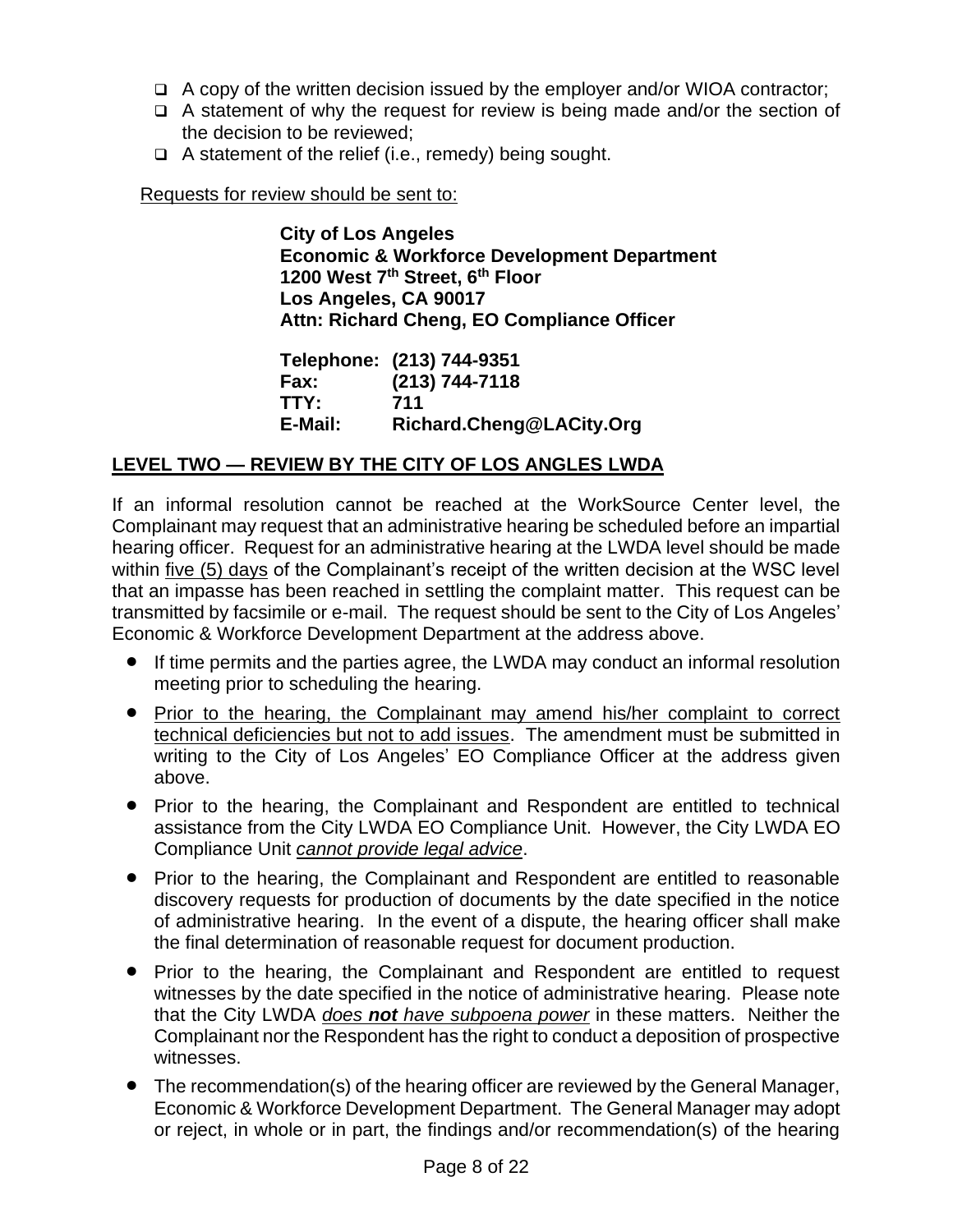- ❑ A copy of the written decision issued by the employer and/or WIOA contractor;
- ❑ A statement of why the request for review is being made and/or the section of the decision to be reviewed;
- ❑ A statement of the relief (i.e., remedy) being sought.

<u>Requests for review should be sent to:</u>

**City of Los Angeles**
**Economic & Workforce Development Department**
**1200 West 7th Street, 6th Floor**
**Los Angeles, CA 90017**
**Attn: Richard Cheng, EO Compliance Officer**

**Telephone: (213) 744-9351**
**Fax: (213) 744-7118**
**TTY: 711**
**E-Mail: Richard.Cheng@LACity.Org**

## <u>LEVEL TWO — REVIEW BY THE CITY OF LOS ANGLES LWDA</u>

If an informal resolution cannot be reached at the WorkSource Center level, the Complainant may request that an administrative hearing be scheduled before an impartial hearing officer. Request for an administrative hearing at the LWDA level should be made within <u>five (5) days</u> of the Complainant's receipt of the written decision at the WSC level that an impasse has been reached in settling the complaint matter. This request can be transmitted by facsimile or e-mail. The request should be sent to the City of Los Angeles' Economic & Workforce Development Department at the address above.

- If time permits and the parties agree, the LWDA may conduct an informal resolution meeting prior to scheduling the hearing.
- <u>Prior to the hearing, the Complainant may amend his/her complaint to correct technical deficiencies but not to add issues</u>. The amendment must be submitted in writing to the City of Los Angeles' EO Compliance Officer at the address given above.
- Prior to the hearing, the Complainant and Respondent are entitled to technical assistance from the City LWDA EO Compliance Unit. However, the City LWDA EO Compliance Unit <u>*cannot provide legal advice*</u>.
- Prior to the hearing, the Complainant and Respondent are entitled to reasonable discovery requests for production of documents by the date specified in the notice of administrative hearing. In the event of a dispute, the hearing officer shall make the final determination of reasonable request for document production.
- Prior to the hearing, the Complainant and Respondent are entitled to request witnesses by the date specified in the notice of administrative hearing. Please note that the City LWDA <u>*does **not** have subpoena power*</u> in these matters. Neither the Complainant nor the Respondent has the right to conduct a deposition of prospective witnesses.
- The recommendation(s) of the hearing officer are reviewed by the General Manager, Economic & Workforce Development Department. The General Manager may adopt or reject, in whole or in part, the findings and/or recommendation(s) of the hearing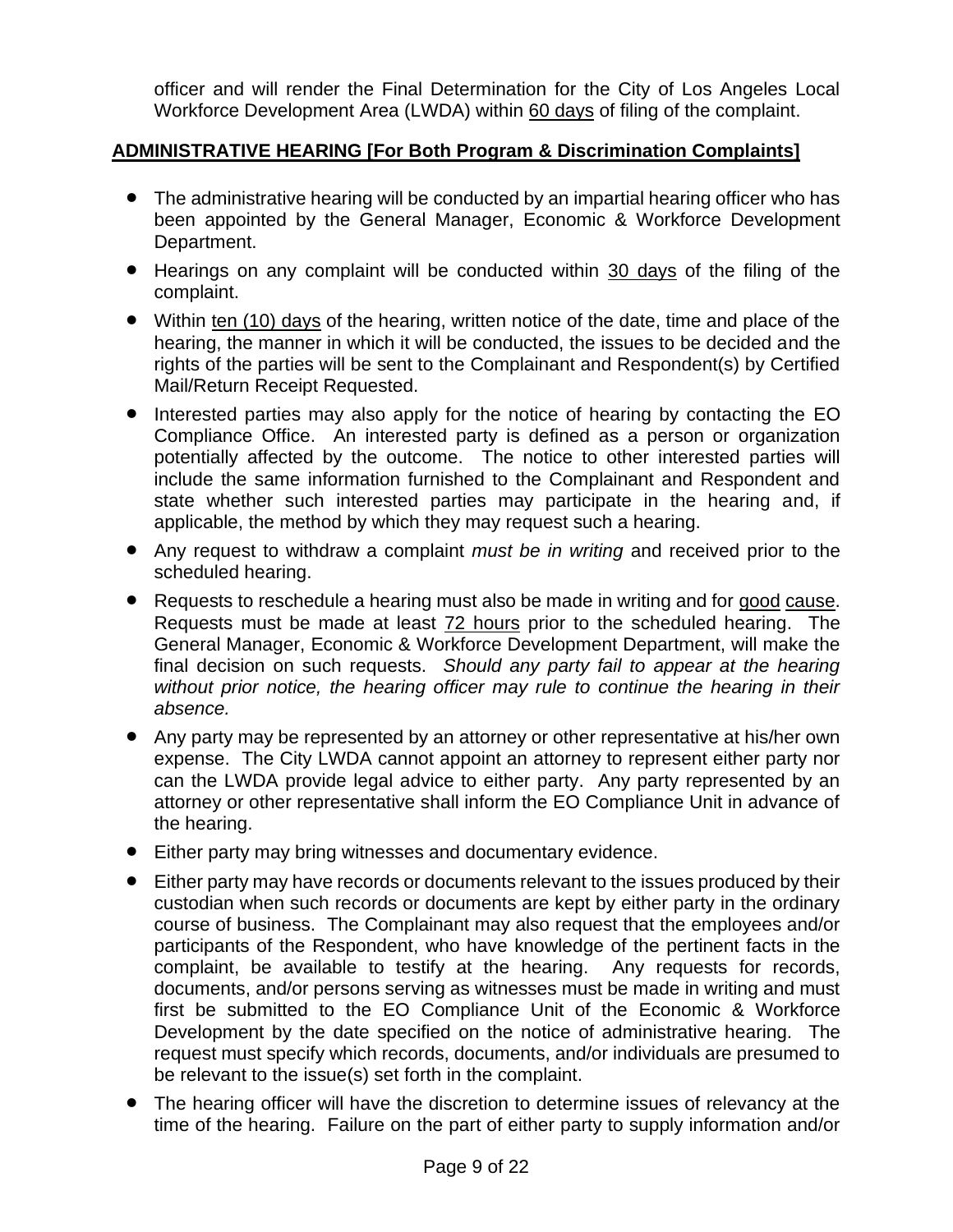officer and will render the Final Determination for the City of Los Angeles Local Workforce Development Area (LWDA) within <u>60 days</u> of filing of the complaint.

**<u>ADMINISTRATIVE HEARING [For Both Program & Discrimination Complaints]</u>**

- The administrative hearing will be conducted by an impartial hearing officer who has been appointed by the General Manager, Economic & Workforce Development Department.
- Hearings on any complaint will be conducted within <u>30 days</u> of the filing of the complaint.
- Within <u>ten (10) days</u> of the hearing, written notice of the date, time and place of the hearing, the manner in which it will be conducted, the issues to be decided and the rights of the parties will be sent to the Complainant and Respondent(s) by Certified Mail/Return Receipt Requested.
- Interested parties may also apply for the notice of hearing by contacting the EO Compliance Office. An interested party is defined as a person or organization potentially affected by the outcome. The notice to other interested parties will include the same information furnished to the Complainant and Respondent and state whether such interested parties may participate in the hearing and, if applicable, the method by which they may request such a hearing.
- Any request to withdraw a complaint *must be in writing* and received prior to the scheduled hearing.
- Requests to reschedule a hearing must also be made in writing and for <u>good cause</u>. Requests must be made at least <u>72 hours</u> prior to the scheduled hearing. The General Manager, Economic & Workforce Development Department, will make the final decision on such requests. *Should any party fail to appear at the hearing without prior notice, the hearing officer may rule to continue the hearing in their absence.*
- Any party may be represented by an attorney or other representative at his/her own expense. The City LWDA cannot appoint an attorney to represent either party nor can the LWDA provide legal advice to either party. Any party represented by an attorney or other representative shall inform the EO Compliance Unit in advance of the hearing.
- Either party may bring witnesses and documentary evidence.
- Either party may have records or documents relevant to the issues produced by their custodian when such records or documents are kept by either party in the ordinary course of business. The Complainant may also request that the employees and/or participants of the Respondent, who have knowledge of the pertinent facts in the complaint, be available to testify at the hearing. Any requests for records, documents, and/or persons serving as witnesses must be made in writing and must first be submitted to the EO Compliance Unit of the Economic & Workforce Development by the date specified on the notice of administrative hearing. The request must specify which records, documents, and/or individuals are presumed to be relevant to the issue(s) set forth in the complaint.
- The hearing officer will have the discretion to determine issues of relevancy at the time of the hearing. Failure on the part of either party to supply information and/or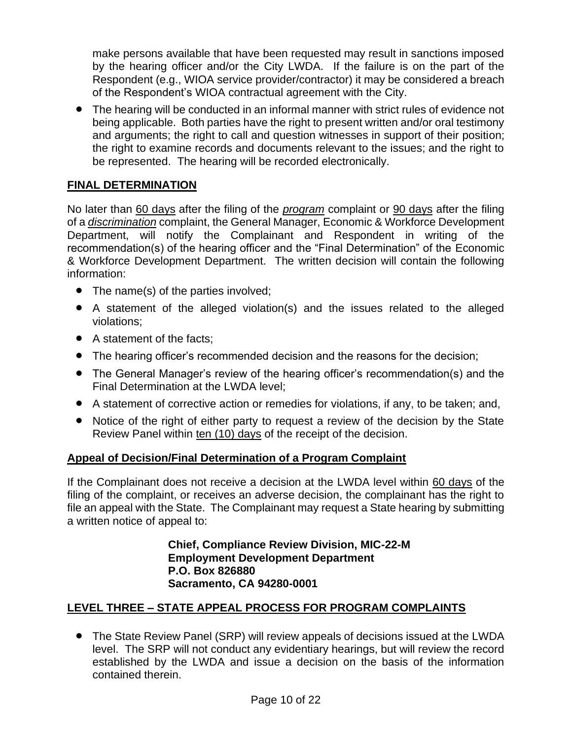make persons available that have been requested may result in sanctions imposed by the hearing officer and/or the City LWDA. If the failure is on the part of the Respondent (e.g., WIOA service provider/contractor) it may be considered a breach of the Respondent's WIOA contractual agreement with the City.

- The hearing will be conducted in an informal manner with strict rules of evidence not being applicable. Both parties have the right to present written and/or oral testimony and arguments; the right to call and question witnesses in support of their position; the right to examine records and documents relevant to the issues; and the right to be represented. The hearing will be recorded electronically.

## FINAL DETERMINATION

No later than 60 days after the filing of the ***program*** complaint or 90 days after the filing of a ***discrimination*** complaint, the General Manager, Economic & Workforce Development Department, will notify the Complainant and Respondent in writing of the recommendation(s) of the hearing officer and the "Final Determination" of the Economic & Workforce Development Department. The written decision will contain the following information:

- The name(s) of the parties involved;
- A statement of the alleged violation(s) and the issues related to the alleged violations;
- A statement of the facts;
- The hearing officer's recommended decision and the reasons for the decision;
- The General Manager's review of the hearing officer's recommendation(s) and the Final Determination at the LWDA level;
- A statement of corrective action or remedies for violations, if any, to be taken; and,
- Notice of the right of either party to request a review of the decision by the State Review Panel within ten (10) days of the receipt of the decision.

### Appeal of Decision/Final Determination of a Program Complaint

If the Complainant does not receive a decision at the LWDA level within 60 days of the filing of the complaint, or receives an adverse decision, the complainant has the right to file an appeal with the State. The Complainant may request a State hearing by submitting a written notice of appeal to:

**Chief, Compliance Review Division, MIC-22-M**
**Employment Development Department**
**P.O. Box 826880**
**Sacramento, CA 94280-0001**

## LEVEL THREE – STATE APPEAL PROCESS FOR PROGRAM COMPLAINTS

- The State Review Panel (SRP) will review appeals of decisions issued at the LWDA level. The SRP will not conduct any evidentiary hearings, but will review the record established by the LWDA and issue a decision on the basis of the information contained therein.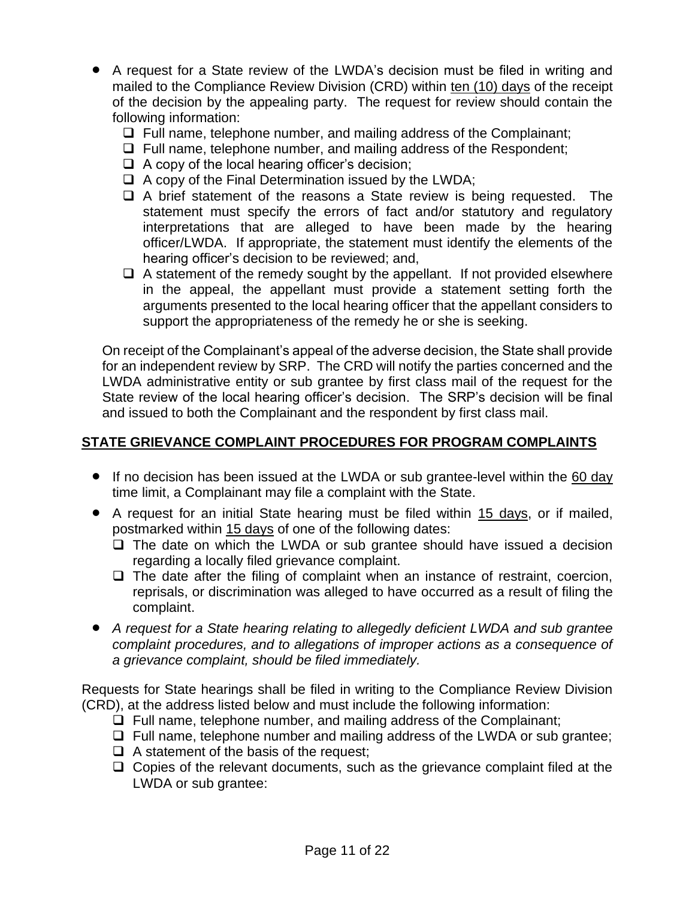- A request for a State review of the LWDA's decision must be filed in writing and mailed to the Compliance Review Division (CRD) within ten (10) days of the receipt of the decision by the appealing party. The request for review should contain the following information:
  - ❑ Full name, telephone number, and mailing address of the Complainant;
  - ❑ Full name, telephone number, and mailing address of the Respondent;
  - ❑ A copy of the local hearing officer's decision;
  - ❑ A copy of the Final Determination issued by the LWDA;
  - ❑ A brief statement of the reasons a State review is being requested. The statement must specify the errors of fact and/or statutory and regulatory interpretations that are alleged to have been made by the hearing officer/LWDA. If appropriate, the statement must identify the elements of the hearing officer's decision to be reviewed; and,
  - ❑ A statement of the remedy sought by the appellant. If not provided elsewhere in the appeal, the appellant must provide a statement setting forth the arguments presented to the local hearing officer that the appellant considers to support the appropriateness of the remedy he or she is seeking.

  On receipt of the Complainant's appeal of the adverse decision, the State shall provide for an independent review by SRP. The CRD will notify the parties concerned and the LWDA administrative entity or sub grantee by first class mail of the request for the State review of the local hearing officer's decision. The SRP's decision will be final and issued to both the Complainant and the respondent by first class mail.

## STATE GRIEVANCE COMPLAINT PROCEDURES FOR PROGRAM COMPLAINTS

- If no decision has been issued at the LWDA or sub grantee-level within the 60 day time limit, a Complainant may file a complaint with the State.
- A request for an initial State hearing must be filed within 15 days, or if mailed, postmarked within 15 days of one of the following dates:
  - ❑ The date on which the LWDA or sub grantee should have issued a decision regarding a locally filed grievance complaint.
  - ❑ The date after the filing of complaint when an instance of restraint, coercion, reprisals, or discrimination was alleged to have occurred as a result of filing the complaint.
- *A request for a State hearing relating to allegedly deficient LWDA and sub grantee complaint procedures, and to allegations of improper actions as a consequence of a grievance complaint, should be filed immediately.*

Requests for State hearings shall be filed in writing to the Compliance Review Division (CRD), at the address listed below and must include the following information:

- ❑ Full name, telephone number, and mailing address of the Complainant;
- ❑ Full name, telephone number and mailing address of the LWDA or sub grantee;
- ❑ A statement of the basis of the request;
- ❑ Copies of the relevant documents, such as the grievance complaint filed at the LWDA or sub grantee: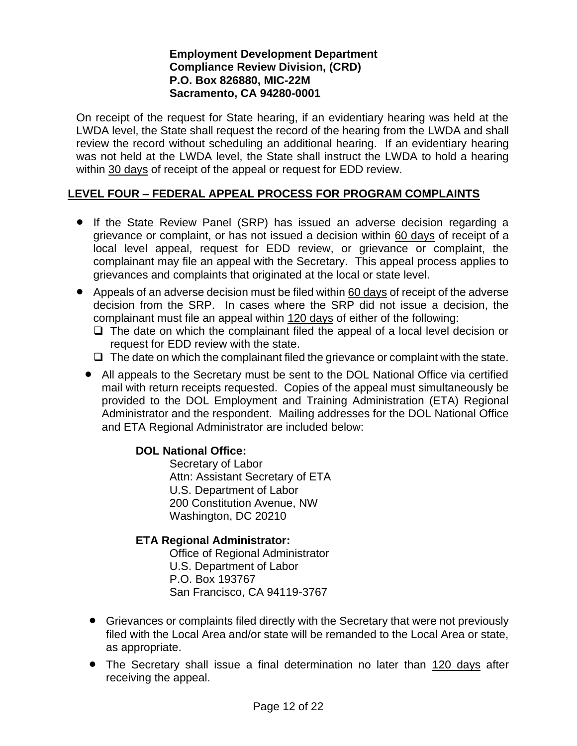**Employment Development Department**
**Compliance Review Division, (CRD)**
**P.O. Box 826880, MIC-22M**
**Sacramento, CA 94280-0001**

On receipt of the request for State hearing, if an evidentiary hearing was held at the LWDA level, the State shall request the record of the hearing from the LWDA and shall review the record without scheduling an additional hearing. If an evidentiary hearing was not held at the LWDA level, the State shall instruct the LWDA to hold a hearing within 30 days of receipt of the appeal or request for EDD review.

## LEVEL FOUR – FEDERAL APPEAL PROCESS FOR PROGRAM COMPLAINTS

- If the State Review Panel (SRP) has issued an adverse decision regarding a grievance or complaint, or has not issued a decision within 60 days of receipt of a local level appeal, request for EDD review, or grievance or complaint, the complainant may file an appeal with the Secretary. This appeal process applies to grievances and complaints that originated at the local or state level.
- Appeals of an adverse decision must be filed within 60 days of receipt of the adverse decision from the SRP. In cases where the SRP did not issue a decision, the complainant must file an appeal within 120 days of either of the following:
  - The date on which the complainant filed the appeal of a local level decision or request for EDD review with the state.
  - The date on which the complainant filed the grievance or complaint with the state.
- All appeals to the Secretary must be sent to the DOL National Office via certified mail with return receipts requested. Copies of the appeal must simultaneously be provided to the DOL Employment and Training Administration (ETA) Regional Administrator and the respondent. Mailing addresses for the DOL National Office and ETA Regional Administrator are included below:

  **DOL National Office:**
  Secretary of Labor
  Attn: Assistant Secretary of ETA
  U.S. Department of Labor
  200 Constitution Avenue, NW
  Washington, DC 20210

  **ETA Regional Administrator:**
  Office of Regional Administrator
  U.S. Department of Labor
  P.O. Box 193767
  San Francisco, CA 94119-3767

- Grievances or complaints filed directly with the Secretary that were not previously filed with the Local Area and/or state will be remanded to the Local Area or state, as appropriate.
- The Secretary shall issue a final determination no later than 120 days after receiving the appeal.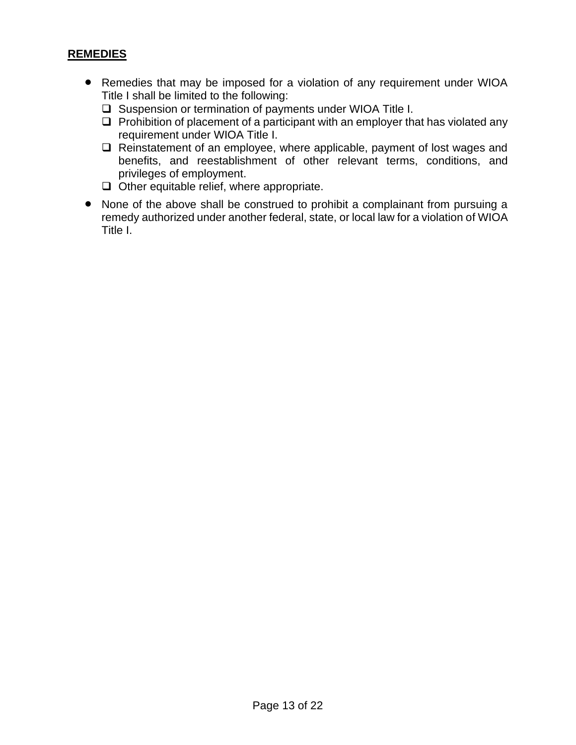**REMEDIES**

- Remedies that may be imposed for a violation of any requirement under WIOA Title I shall be limited to the following:
  - Suspension or termination of payments under WIOA Title I.
  - Prohibition of placement of a participant with an employer that has violated any requirement under WIOA Title I.
  - Reinstatement of an employee, where applicable, payment of lost wages and benefits, and reestablishment of other relevant terms, conditions, and privileges of employment.
  - Other equitable relief, where appropriate.
- None of the above shall be construed to prohibit a complainant from pursuing a remedy authorized under another federal, state, or local law for a violation of WIOA Title I.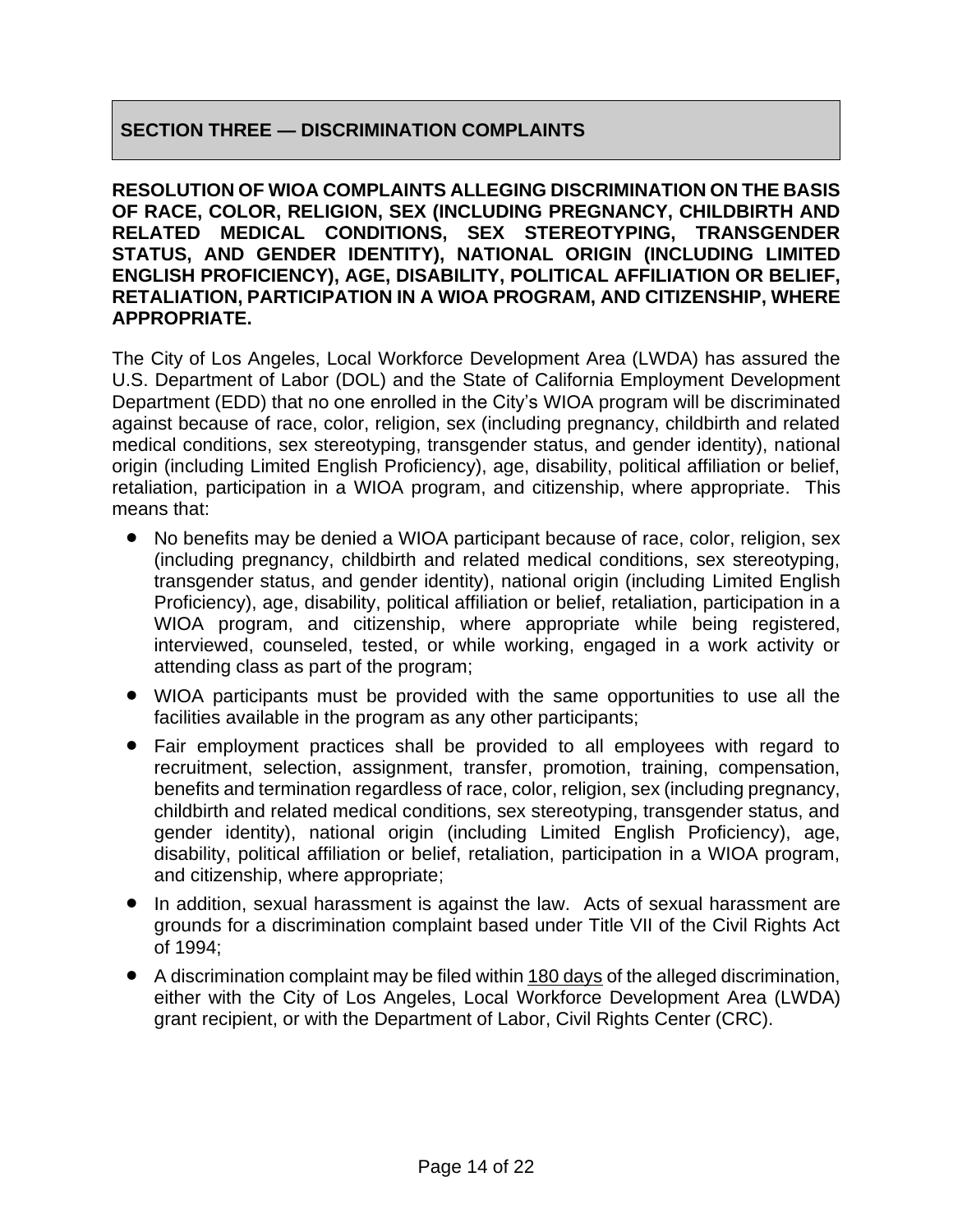## SECTION THREE — DISCRIMINATION COMPLAINTS

**RESOLUTION OF WIOA COMPLAINTS ALLEGING DISCRIMINATION ON THE BASIS OF RACE, COLOR, RELIGION, SEX (INCLUDING PREGNANCY, CHILDBIRTH AND RELATED MEDICAL CONDITIONS, SEX STEREOTYPING, TRANSGENDER STATUS, AND GENDER IDENTITY), NATIONAL ORIGIN (INCLUDING LIMITED ENGLISH PROFICIENCY), AGE, DISABILITY, POLITICAL AFFILIATION OR BELIEF, RETALIATION, PARTICIPATION IN A WIOA PROGRAM, AND CITIZENSHIP, WHERE APPROPRIATE.**

The City of Los Angeles, Local Workforce Development Area (LWDA) has assured the U.S. Department of Labor (DOL) and the State of California Employment Development Department (EDD) that no one enrolled in the City's WIOA program will be discriminated against because of race, color, religion, sex (including pregnancy, childbirth and related medical conditions, sex stereotyping, transgender status, and gender identity), national origin (including Limited English Proficiency), age, disability, political affiliation or belief, retaliation, participation in a WIOA program, and citizenship, where appropriate. This means that:

- No benefits may be denied a WIOA participant because of race, color, religion, sex (including pregnancy, childbirth and related medical conditions, sex stereotyping, transgender status, and gender identity), national origin (including Limited English Proficiency), age, disability, political affiliation or belief, retaliation, participation in a WIOA program, and citizenship, where appropriate while being registered, interviewed, counseled, tested, or while working, engaged in a work activity or attending class as part of the program;
- WIOA participants must be provided with the same opportunities to use all the facilities available in the program as any other participants;
- Fair employment practices shall be provided to all employees with regard to recruitment, selection, assignment, transfer, promotion, training, compensation, benefits and termination regardless of race, color, religion, sex (including pregnancy, childbirth and related medical conditions, sex stereotyping, transgender status, and gender identity), national origin (including Limited English Proficiency), age, disability, political affiliation or belief, retaliation, participation in a WIOA program, and citizenship, where appropriate;
- In addition, sexual harassment is against the law. Acts of sexual harassment are grounds for a discrimination complaint based under Title VII of the Civil Rights Act of 1994;
- A discrimination complaint may be filed within 180 days of the alleged discrimination, either with the City of Los Angeles, Local Workforce Development Area (LWDA) grant recipient, or with the Department of Labor, Civil Rights Center (CRC).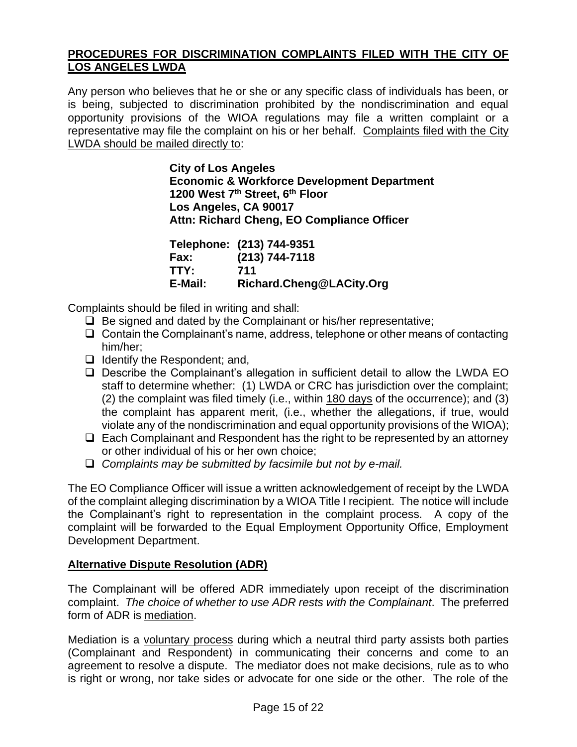## PROCEDURES FOR DISCRIMINATION COMPLAINTS FILED WITH THE CITY OF LOS ANGELES LWDA

Any person who believes that he or she or any specific class of individuals has been, or is being, subjected to discrimination prohibited by the nondiscrimination and equal opportunity provisions of the WIOA regulations may file a written complaint or a representative may file the complaint on his or her behalf. Complaints filed with the City LWDA should be mailed directly to:

**City of Los Angeles**
**Economic & Workforce Development Department**
**1200 West 7th Street, 6th Floor**
**Los Angeles, CA 90017**
**Attn: Richard Cheng, EO Compliance Officer**

**Telephone: (213) 744-9351**
**Fax: (213) 744-7118**
**TTY: 711**
**E-Mail: Richard.Cheng@LACity.Org**

Complaints should be filed in writing and shall:

- Be signed and dated by the Complainant or his/her representative;
- Contain the Complainant's name, address, telephone or other means of contacting him/her;
- Identify the Respondent; and,
- Describe the Complainant's allegation in sufficient detail to allow the LWDA EO staff to determine whether: (1) LWDA or CRC has jurisdiction over the complaint; (2) the complaint was filed timely (i.e., within 180 days of the occurrence); and (3) the complaint has apparent merit, (i.e., whether the allegations, if true, would violate any of the nondiscrimination and equal opportunity provisions of the WIOA);
- Each Complainant and Respondent has the right to be represented by an attorney or other individual of his or her own choice;
- *Complaints may be submitted by facsimile but not by e-mail.*

The EO Compliance Officer will issue a written acknowledgement of receipt by the LWDA of the complaint alleging discrimination by a WIOA Title I recipient. The notice will include the Complainant's right to representation in the complaint process. A copy of the complaint will be forwarded to the Equal Employment Opportunity Office, Employment Development Department.

### Alternative Dispute Resolution (ADR)

The Complainant will be offered ADR immediately upon receipt of the discrimination complaint. *The choice of whether to use ADR rests with the Complainant*. The preferred form of ADR is mediation.

Mediation is a voluntary process during which a neutral third party assists both parties (Complainant and Respondent) in communicating their concerns and come to an agreement to resolve a dispute. The mediator does not make decisions, rule as to who is right or wrong, nor take sides or advocate for one side or the other. The role of the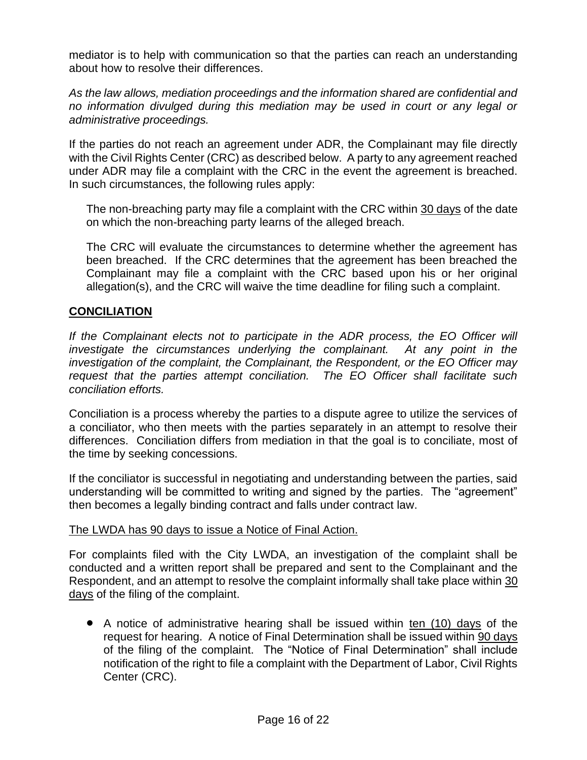mediator is to help with communication so that the parties can reach an understanding about how to resolve their differences.

*As the law allows, mediation proceedings and the information shared are confidential and no information divulged during this mediation may be used in court or any legal or administrative proceedings.*

If the parties do not reach an agreement under ADR, the Complainant may file directly with the Civil Rights Center (CRC) as described below. A party to any agreement reached under ADR may file a complaint with the CRC in the event the agreement is breached. In such circumstances, the following rules apply:

The non-breaching party may file a complaint with the CRC within <u>30 days</u> of the date on which the non-breaching party learns of the alleged breach.

The CRC will evaluate the circumstances to determine whether the agreement has been breached. If the CRC determines that the agreement has been breached the Complainant may file a complaint with the CRC based upon his or her original allegation(s), and the CRC will waive the time deadline for filing such a complaint.

## <u>**CONCILIATION**</u>

*If the Complainant elects not to participate in the ADR process, the EO Officer will investigate the circumstances underlying the complainant. At any point in the investigation of the complaint, the Complainant, the Respondent, or the EO Officer may request that the parties attempt conciliation. The EO Officer shall facilitate such conciliation efforts.*

Conciliation is a process whereby the parties to a dispute agree to utilize the services of a conciliator, who then meets with the parties separately in an attempt to resolve their differences. Conciliation differs from mediation in that the goal is to conciliate, most of the time by seeking concessions.

If the conciliator is successful in negotiating and understanding between the parties, said understanding will be committed to writing and signed by the parties. The "agreement" then becomes a legally binding contract and falls under contract law.

<u>The LWDA has 90 days to issue a Notice of Final Action.</u>

For complaints filed with the City LWDA, an investigation of the complaint shall be conducted and a written report shall be prepared and sent to the Complainant and the Respondent, and an attempt to resolve the complaint informally shall take place within <u>30 days</u> of the filing of the complaint.

- A notice of administrative hearing shall be issued within <u>ten (10) days</u> of the request for hearing. A notice of Final Determination shall be issued within <u>90 days</u> of the filing of the complaint. The "Notice of Final Determination" shall include notification of the right to file a complaint with the Department of Labor, Civil Rights Center (CRC).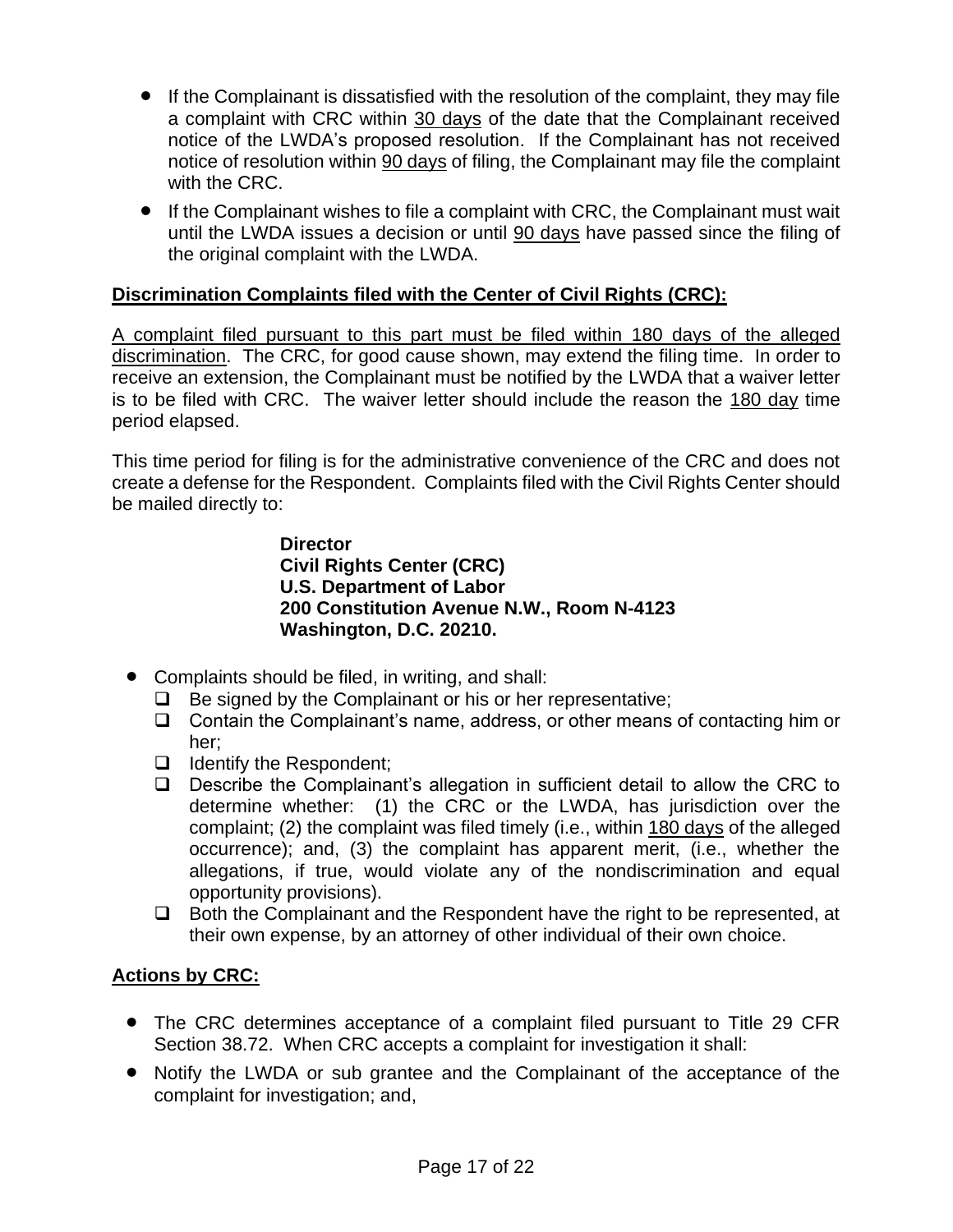- If the Complainant is dissatisfied with the resolution of the complaint, they may file a complaint with CRC within 30 days of the date that the Complainant received notice of the LWDA's proposed resolution. If the Complainant has not received notice of resolution within 90 days of filing, the Complainant may file the complaint with the CRC.
- If the Complainant wishes to file a complaint with CRC, the Complainant must wait until the LWDA issues a decision or until 90 days have passed since the filing of the original complaint with the LWDA.

**Discrimination Complaints filed with the Center of Civil Rights (CRC):**

A complaint filed pursuant to this part must be filed within 180 days of the alleged discrimination. The CRC, for good cause shown, may extend the filing time. In order to receive an extension, the Complainant must be notified by the LWDA that a waiver letter is to be filed with CRC. The waiver letter should include the reason the 180 day time period elapsed.

This time period for filing is for the administrative convenience of the CRC and does not create a defense for the Respondent. Complaints filed with the Civil Rights Center should be mailed directly to:

> **Director**
> **Civil Rights Center (CRC)**
> **U.S. Department of Labor**
> **200 Constitution Avenue N.W., Room N-4123**
> **Washington, D.C. 20210.**

- Complaints should be filed, in writing, and shall:
  - Be signed by the Complainant or his or her representative;
  - Contain the Complainant's name, address, or other means of contacting him or her;
  - Identify the Respondent;
  - Describe the Complainant's allegation in sufficient detail to allow the CRC to determine whether: (1) the CRC or the LWDA, has jurisdiction over the complaint; (2) the complaint was filed timely (i.e., within 180 days of the alleged occurrence); and, (3) the complaint has apparent merit, (i.e., whether the allegations, if true, would violate any of the nondiscrimination and equal opportunity provisions).
  - Both the Complainant and the Respondent have the right to be represented, at their own expense, by an attorney of other individual of their own choice.

**Actions by CRC:**

- The CRC determines acceptance of a complaint filed pursuant to Title 29 CFR Section 38.72. When CRC accepts a complaint for investigation it shall:
- Notify the LWDA or sub grantee and the Complainant of the acceptance of the complaint for investigation; and,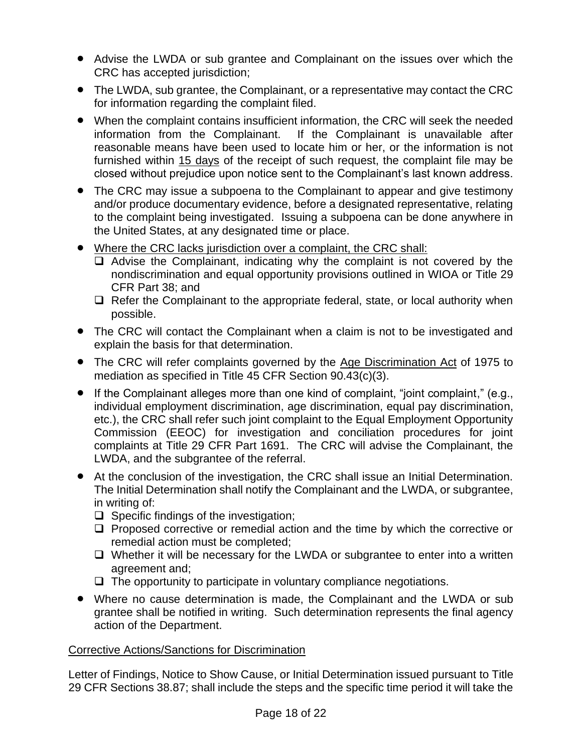- Advise the LWDA or sub grantee and Complainant on the issues over which the CRC has accepted jurisdiction;
- The LWDA, sub grantee, the Complainant, or a representative may contact the CRC for information regarding the complaint filed.
- When the complaint contains insufficient information, the CRC will seek the needed information from the Complainant. If the Complainant is unavailable after reasonable means have been used to locate him or her, or the information is not furnished within 15 days of the receipt of such request, the complaint file may be closed without prejudice upon notice sent to the Complainant's last known address.
- The CRC may issue a subpoena to the Complainant to appear and give testimony and/or produce documentary evidence, before a designated representative, relating to the complaint being investigated. Issuing a subpoena can be done anywhere in the United States, at any designated time or place.
- Where the CRC lacks jurisdiction over a complaint, the CRC shall:
  - Advise the Complainant, indicating why the complaint is not covered by the nondiscrimination and equal opportunity provisions outlined in WIOA or Title 29 CFR Part 38; and
  - Refer the Complainant to the appropriate federal, state, or local authority when possible.
- The CRC will contact the Complainant when a claim is not to be investigated and explain the basis for that determination.
- The CRC will refer complaints governed by the Age Discrimination Act of 1975 to mediation as specified in Title 45 CFR Section 90.43(c)(3).
- If the Complainant alleges more than one kind of complaint, "joint complaint," (e.g., individual employment discrimination, age discrimination, equal pay discrimination, etc.), the CRC shall refer such joint complaint to the Equal Employment Opportunity Commission (EEOC) for investigation and conciliation procedures for joint complaints at Title 29 CFR Part 1691. The CRC will advise the Complainant, the LWDA, and the subgrantee of the referral.
- At the conclusion of the investigation, the CRC shall issue an Initial Determination. The Initial Determination shall notify the Complainant and the LWDA, or subgrantee, in writing of:
  - Specific findings of the investigation;
  - Proposed corrective or remedial action and the time by which the corrective or remedial action must be completed;
  - Whether it will be necessary for the LWDA or subgrantee to enter into a written agreement and;
  - The opportunity to participate in voluntary compliance negotiations.
- Where no cause determination is made, the Complainant and the LWDA or sub grantee shall be notified in writing. Such determination represents the final agency action of the Department.

Corrective Actions/Sanctions for Discrimination

Letter of Findings, Notice to Show Cause, or Initial Determination issued pursuant to Title 29 CFR Sections 38.87; shall include the steps and the specific time period it will take the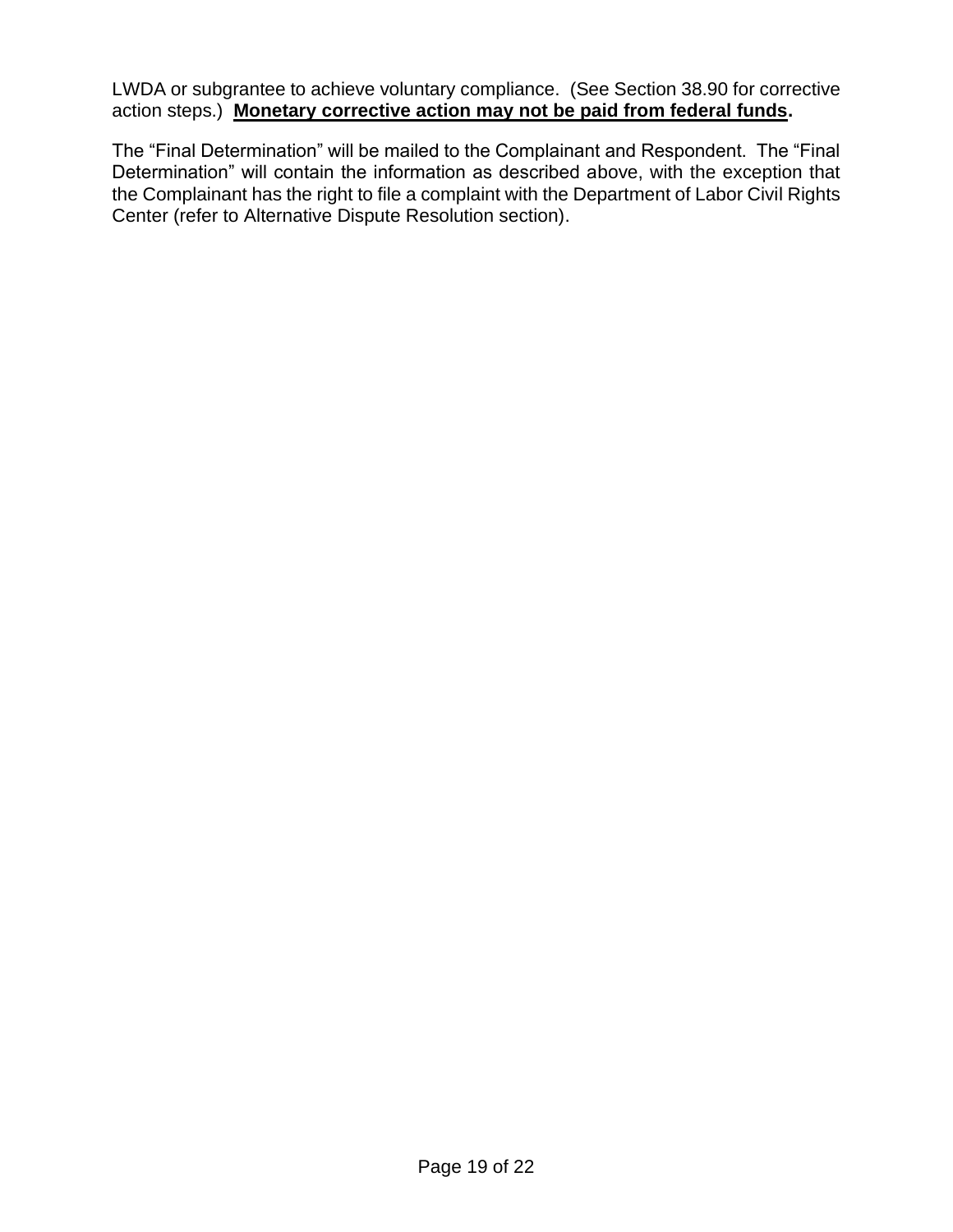LWDA or subgrantee to achieve voluntary compliance. (See Section 38.90 for corrective action steps.) **Monetary corrective action may not be paid from federal funds.**

The “Final Determination” will be mailed to the Complainant and Respondent. The “Final Determination” will contain the information as described above, with the exception that the Complainant has the right to file a complaint with the Department of Labor Civil Rights Center (refer to Alternative Dispute Resolution section).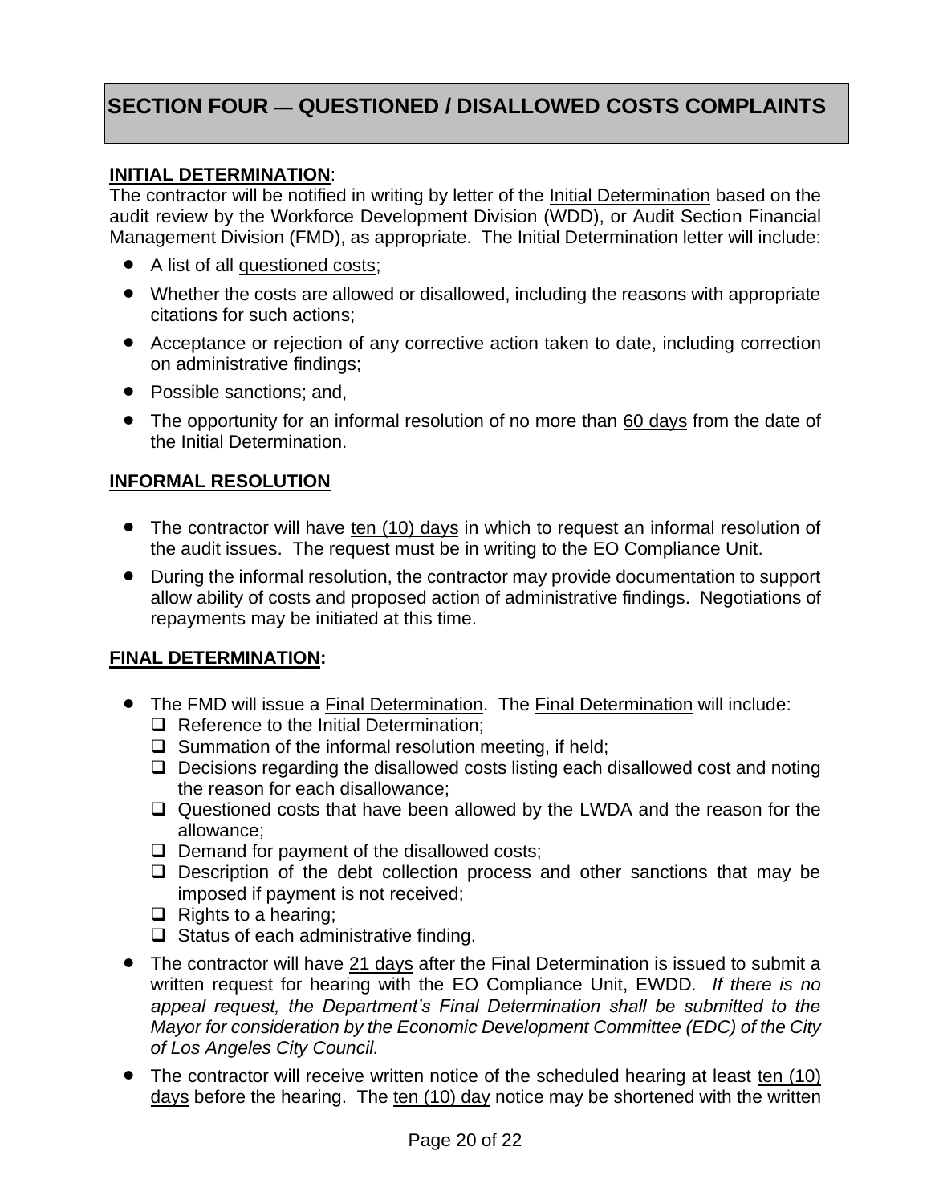# SECTION FOUR — QUESTIONED / DISALLOWED COSTS COMPLAINTS

**INITIAL DETERMINATION**:

The contractor will be notified in writing by letter of the Initial Determination based on the audit review by the Workforce Development Division (WDD), or Audit Section Financial Management Division (FMD), as appropriate. The Initial Determination letter will include:

- A list of all questioned costs;
- Whether the costs are allowed or disallowed, including the reasons with appropriate citations for such actions;
- Acceptance or rejection of any corrective action taken to date, including correction on administrative findings;
- Possible sanctions; and,
- The opportunity for an informal resolution of no more than 60 days from the date of the Initial Determination.

**INFORMAL RESOLUTION**

- The contractor will have ten (10) days in which to request an informal resolution of the audit issues. The request must be in writing to the EO Compliance Unit.
- During the informal resolution, the contractor may provide documentation to support allow ability of costs and proposed action of administrative findings. Negotiations of repayments may be initiated at this time.

**FINAL DETERMINATION:**

- The FMD will issue a Final Determination. The Final Determination will include:
  - Reference to the Initial Determination;
  - Summation of the informal resolution meeting, if held;
  - Decisions regarding the disallowed costs listing each disallowed cost and noting the reason for each disallowance;
  - Questioned costs that have been allowed by the LWDA and the reason for the allowance;
  - Demand for payment of the disallowed costs;
  - Description of the debt collection process and other sanctions that may be imposed if payment is not received;
  - Rights to a hearing;
  - Status of each administrative finding.
- The contractor will have 21 days after the Final Determination is issued to submit a written request for hearing with the EO Compliance Unit, EWDD. *If there is no appeal request, the Department's Final Determination shall be submitted to the Mayor for consideration by the Economic Development Committee (EDC) of the City of Los Angeles City Council.*
- The contractor will receive written notice of the scheduled hearing at least ten (10) days before the hearing. The ten (10) day notice may be shortened with the written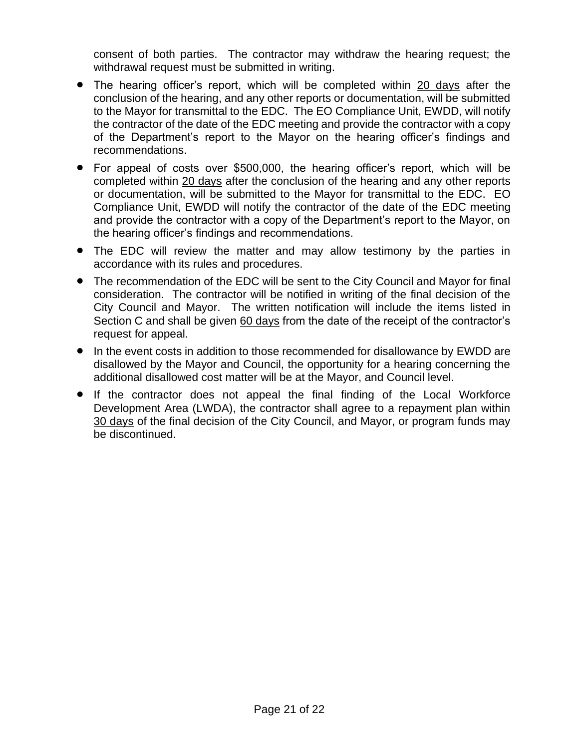consent of both parties. The contractor may withdraw the hearing request; the withdrawal request must be submitted in writing.

- The hearing officer's report, which will be completed within 20 days after the conclusion of the hearing, and any other reports or documentation, will be submitted to the Mayor for transmittal to the EDC. The EO Compliance Unit, EWDD, will notify the contractor of the date of the EDC meeting and provide the contractor with a copy of the Department's report to the Mayor on the hearing officer's findings and recommendations.
- For appeal of costs over $500,000, the hearing officer's report, which will be completed within 20 days after the conclusion of the hearing and any other reports or documentation, will be submitted to the Mayor for transmittal to the EDC. EO Compliance Unit, EWDD will notify the contractor of the date of the EDC meeting and provide the contractor with a copy of the Department's report to the Mayor, on the hearing officer's findings and recommendations.
- The EDC will review the matter and may allow testimony by the parties in accordance with its rules and procedures.
- The recommendation of the EDC will be sent to the City Council and Mayor for final consideration. The contractor will be notified in writing of the final decision of the City Council and Mayor. The written notification will include the items listed in Section C and shall be given 60 days from the date of the receipt of the contractor's request for appeal.
- In the event costs in addition to those recommended for disallowance by EWDD are disallowed by the Mayor and Council, the opportunity for a hearing concerning the additional disallowed cost matter will be at the Mayor, and Council level.
- If the contractor does not appeal the final finding of the Local Workforce Development Area (LWDA), the contractor shall agree to a repayment plan within 30 days of the final decision of the City Council, and Mayor, or program funds may be discontinued.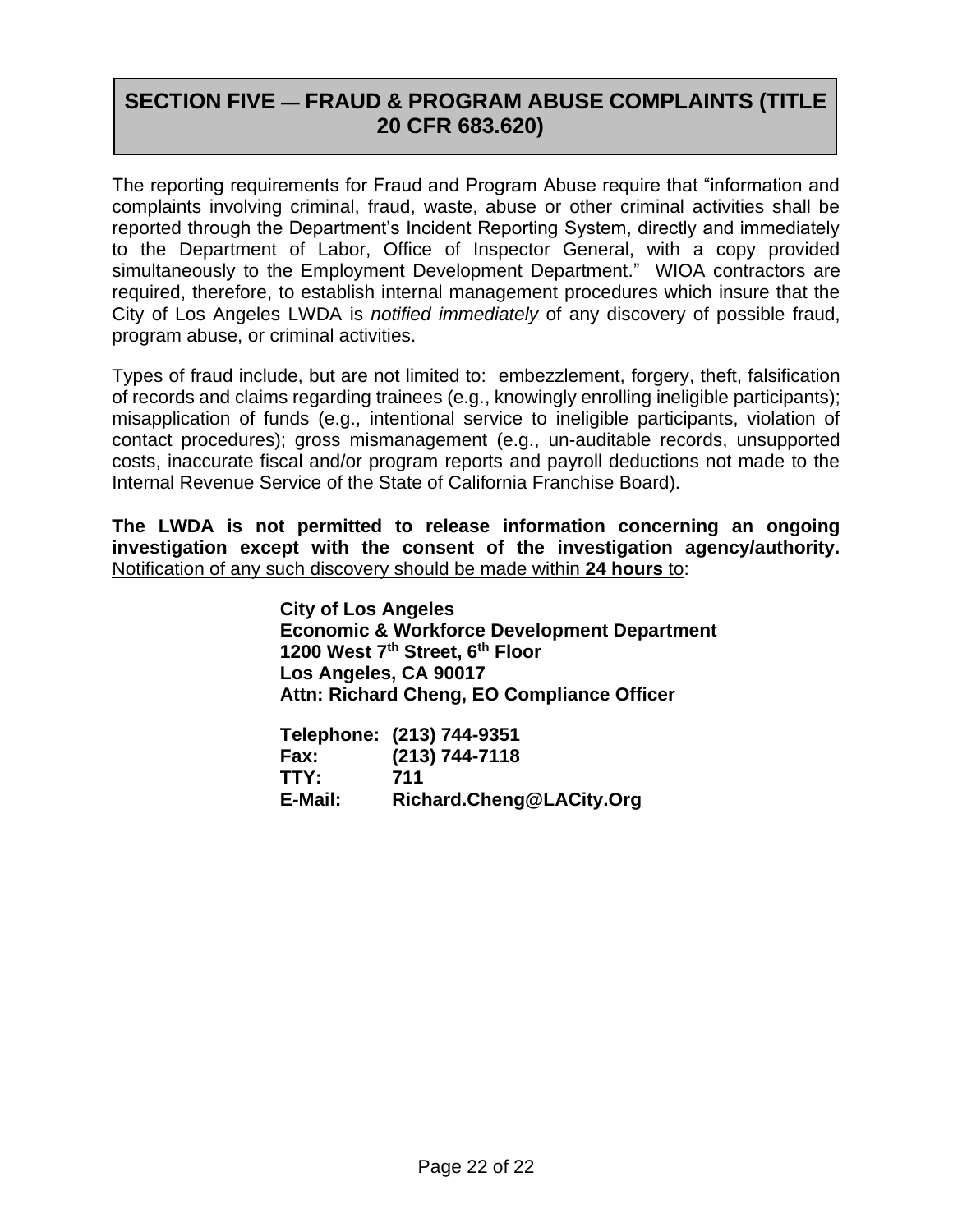# SECTION FIVE — FRAUD & PROGRAM ABUSE COMPLAINTS (TITLE 20 CFR 683.620)

The reporting requirements for Fraud and Program Abuse require that "information and complaints involving criminal, fraud, waste, abuse or other criminal activities shall be reported through the Department's Incident Reporting System, directly and immediately to the Department of Labor, Office of Inspector General, with a copy provided simultaneously to the Employment Development Department." WIOA contractors are required, therefore, to establish internal management procedures which insure that the City of Los Angeles LWDA is *notified immediately* of any discovery of possible fraud, program abuse, or criminal activities.

Types of fraud include, but are not limited to: embezzlement, forgery, theft, falsification of records and claims regarding trainees (e.g., knowingly enrolling ineligible participants); misapplication of funds (e.g., intentional service to ineligible participants, violation of contact procedures); gross mismanagement (e.g., un-auditable records, unsupported costs, inaccurate fiscal and/or program reports and payroll deductions not made to the Internal Revenue Service of the State of California Franchise Board).

**The LWDA is not permitted to release information concerning an ongoing investigation except with the consent of the investigation agency/authority.** <u>Notification of any such discovery should be made within **24 hours** to</u>:

**City of Los Angeles**
**Economic & Workforce Development Department**
**1200 West 7th Street, 6th Floor**
**Los Angeles, CA 90017**
**Attn: Richard Cheng, EO Compliance Officer**

| | |
|---|---|
| **Telephone:** | **(213) 744-9351** |
| **Fax:** | **(213) 744-7118** |
| **TTY:** | **711** |
| **E-Mail:** | **Richard.Cheng@LACity.Org** |